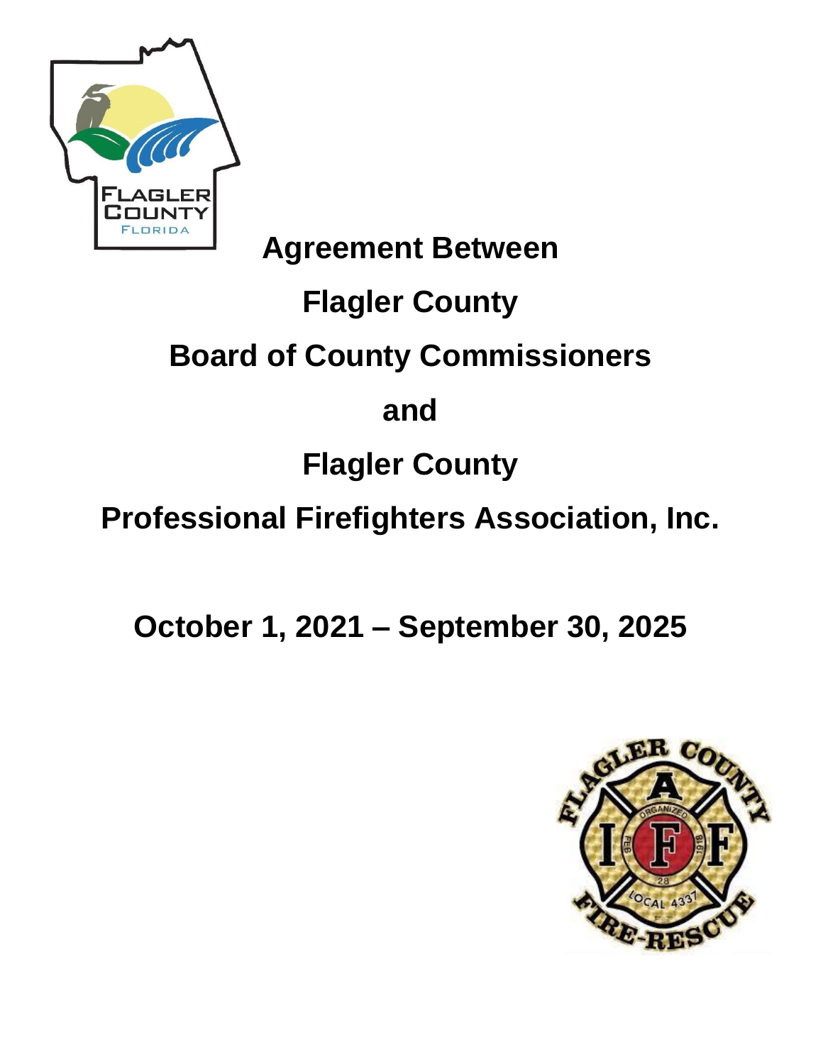# Agreement Between

# Flagler County

# Board of County Commissioners

# and

# Flagler County

# Professional Firefighters Association, Inc.

## October 1, 2021 – September 30, 2025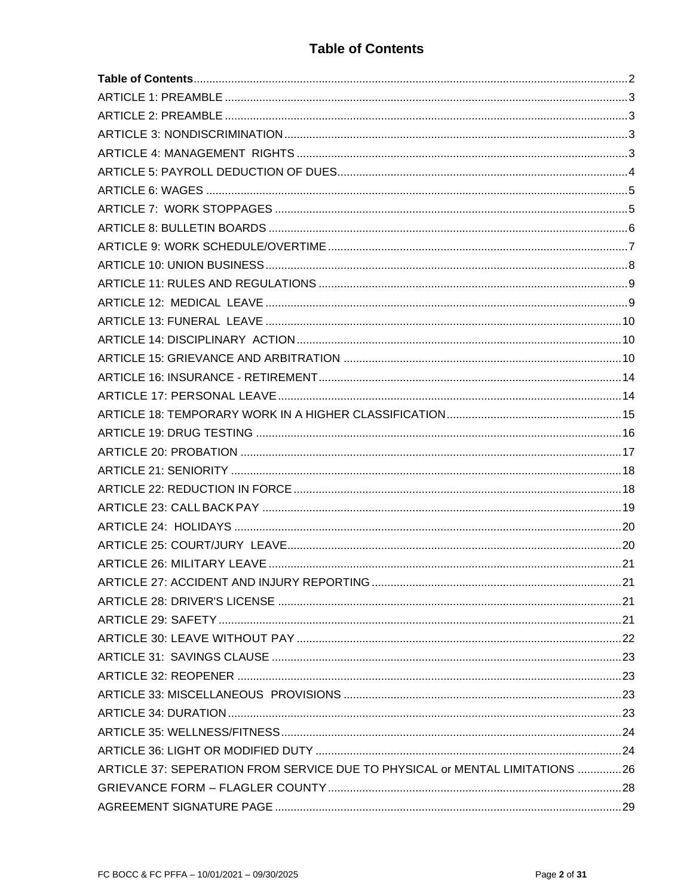# Table of Contents

| | |
|---|---|
| **Table of Contents** | 2 |
| ARTICLE 1: PREAMBLE | 3 |
| ARTICLE 2: PREAMBLE | 3 |
| ARTICLE 3: NONDISCRIMINATION | 3 |
| ARTICLE 4: MANAGEMENT RIGHTS | 3 |
| ARTICLE 5: PAYROLL DEDUCTION OF DUES | 4 |
| ARTICLE 6: WAGES | 5 |
| ARTICLE 7: WORK STOPPAGES | 5 |
| ARTICLE 8: BULLETIN BOARDS | 6 |
| ARTICLE 9: WORK SCHEDULE/OVERTIME | 7 |
| ARTICLE 10: UNION BUSINESS | 8 |
| ARTICLE 11: RULES AND REGULATIONS | 9 |
| ARTICLE 12: MEDICAL LEAVE | 9 |
| ARTICLE 13: FUNERAL LEAVE | 10 |
| ARTICLE 14: DISCIPLINARY ACTION | 10 |
| ARTICLE 15: GRIEVANCE AND ARBITRATION | 10 |
| ARTICLE 16: INSURANCE - RETIREMENT | 14 |
| ARTICLE 17: PERSONAL LEAVE | 14 |
| ARTICLE 18: TEMPORARY WORK IN A HIGHER CLASSIFICATION | 15 |
| ARTICLE 19: DRUG TESTING | 16 |
| ARTICLE 20: PROBATION | 17 |
| ARTICLE 21: SENIORITY | 18 |
| ARTICLE 22: REDUCTION IN FORCE | 18 |
| ARTICLE 23: CALL BACK PAY | 19 |
| ARTICLE 24: HOLIDAYS | 20 |
| ARTICLE 25: COURT/JURY LEAVE | 20 |
| ARTICLE 26: MILITARY LEAVE | 21 |
| ARTICLE 27: ACCIDENT AND INJURY REPORTING | 21 |
| ARTICLE 28: DRIVER'S LICENSE | 21 |
| ARTICLE 29: SAFETY | 21 |
| ARTICLE 30: LEAVE WITHOUT PAY | 22 |
| ARTICLE 31: SAVINGS CLAUSE | 23 |
| ARTICLE 32: REOPENER | 23 |
| ARTICLE 33: MISCELLANEOUS PROVISIONS | 23 |
| ARTICLE 34: DURATION | 23 |
| ARTICLE 35: WELLNESS/FITNESS | 24 |
| ARTICLE 36: LIGHT OR MODIFIED DUTY | 24 |
| ARTICLE 37: SEPERATION FROM SERVICE DUE TO PHYSICAL or MENTAL LIMITATIONS | 26 |
| GRIEVANCE FORM – FLAGLER COUNTY | 28 |
| AGREEMENT SIGNATURE PAGE | 29 |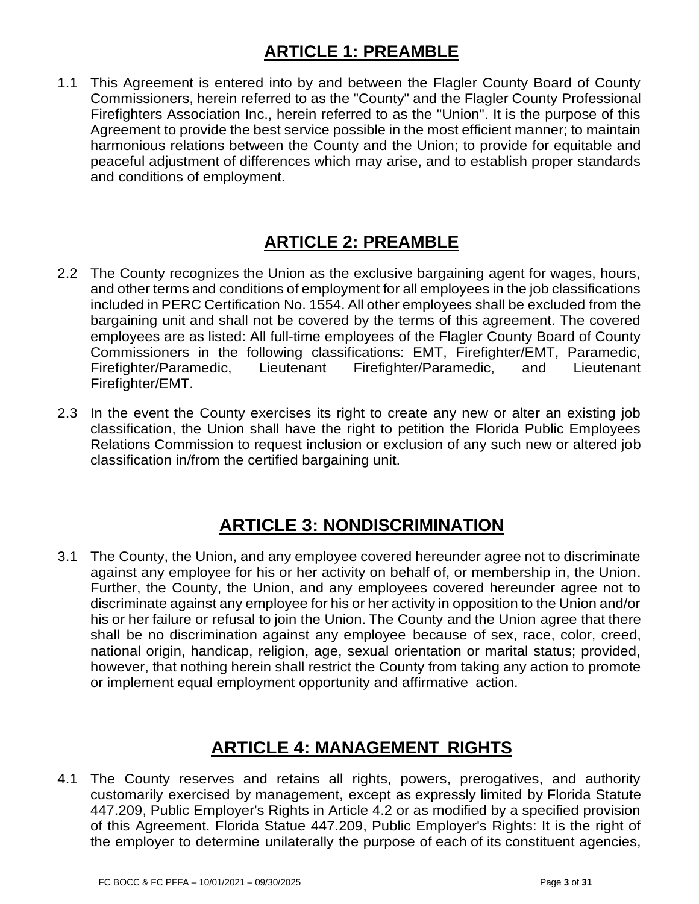## ARTICLE 1: PREAMBLE

1.1 This Agreement is entered into by and between the Flagler County Board of County Commissioners, herein referred to as the "County" and the Flagler County Professional Firefighters Association Inc., herein referred to as the "Union". It is the purpose of this Agreement to provide the best service possible in the most efficient manner; to maintain harmonious relations between the County and the Union; to provide for equitable and peaceful adjustment of differences which may arise, and to establish proper standards and conditions of employment.

## ARTICLE 2: PREAMBLE

2.2 The County recognizes the Union as the exclusive bargaining agent for wages, hours, and other terms and conditions of employment for all employees in the job classifications included in PERC Certification No. 1554. All other employees shall be excluded from the bargaining unit and shall not be covered by the terms of this agreement. The covered employees are as listed: All full-time employees of the Flagler County Board of County Commissioners in the following classifications: EMT, Firefighter/EMT, Paramedic, Firefighter/Paramedic, Lieutenant Firefighter/Paramedic, and Lieutenant Firefighter/EMT.

2.3 In the event the County exercises its right to create any new or alter an existing job classification, the Union shall have the right to petition the Florida Public Employees Relations Commission to request inclusion or exclusion of any such new or altered job classification in/from the certified bargaining unit.

## ARTICLE 3: NONDISCRIMINATION

3.1 The County, the Union, and any employee covered hereunder agree not to discriminate against any employee for his or her activity on behalf of, or membership in, the Union. Further, the County, the Union, and any employees covered hereunder agree not to discriminate against any employee for his or her activity in opposition to the Union and/or his or her failure or refusal to join the Union. The County and the Union agree that there shall be no discrimination against any employee because of sex, race, color, creed, national origin, handicap, religion, age, sexual orientation or marital status; provided, however, that nothing herein shall restrict the County from taking any action to promote or implement equal employment opportunity and affirmative action.

## ARTICLE 4: MANAGEMENT RIGHTS

4.1 The County reserves and retains all rights, powers, prerogatives, and authority customarily exercised by management, except as expressly limited by Florida Statute 447.209, Public Employer's Rights in Article 4.2 or as modified by a specified provision of this Agreement. Florida Statue 447.209, Public Employer's Rights: It is the right of the employer to determine unilaterally the purpose of each of its constituent agencies,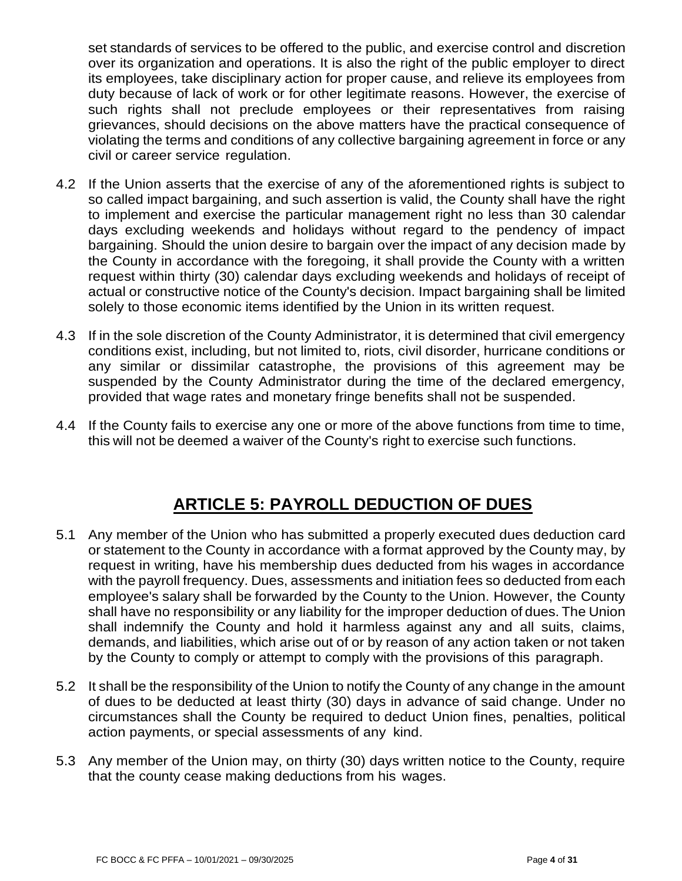set standards of services to be offered to the public, and exercise control and discretion over its organization and operations. It is also the right of the public employer to direct its employees, take disciplinary action for proper cause, and relieve its employees from duty because of lack of work or for other legitimate reasons. However, the exercise of such rights shall not preclude employees or their representatives from raising grievances, should decisions on the above matters have the practical consequence of violating the terms and conditions of any collective bargaining agreement in force or any civil or career service regulation.

4.2 If the Union asserts that the exercise of any of the aforementioned rights is subject to so called impact bargaining, and such assertion is valid, the County shall have the right to implement and exercise the particular management right no less than 30 calendar days excluding weekends and holidays without regard to the pendency of impact bargaining. Should the union desire to bargain over the impact of any decision made by the County in accordance with the foregoing, it shall provide the County with a written request within thirty (30) calendar days excluding weekends and holidays of receipt of actual or constructive notice of the County's decision. Impact bargaining shall be limited solely to those economic items identified by the Union in its written request.

4.3 If in the sole discretion of the County Administrator, it is determined that civil emergency conditions exist, including, but not limited to, riots, civil disorder, hurricane conditions or any similar or dissimilar catastrophe, the provisions of this agreement may be suspended by the County Administrator during the time of the declared emergency, provided that wage rates and monetary fringe benefits shall not be suspended.

4.4 If the County fails to exercise any one or more of the above functions from time to time, this will not be deemed a waiver of the County's right to exercise such functions.

## ARTICLE 5: PAYROLL DEDUCTION OF DUES

5.1 Any member of the Union who has submitted a properly executed dues deduction card or statement to the County in accordance with a format approved by the County may, by request in writing, have his membership dues deducted from his wages in accordance with the payroll frequency. Dues, assessments and initiation fees so deducted from each employee's salary shall be forwarded by the County to the Union. However, the County shall have no responsibility or any liability for the improper deduction of dues. The Union shall indemnify the County and hold it harmless against any and all suits, claims, demands, and liabilities, which arise out of or by reason of any action taken or not taken by the County to comply or attempt to comply with the provisions of this paragraph.

5.2 It shall be the responsibility of the Union to notify the County of any change in the amount of dues to be deducted at least thirty (30) days in advance of said change. Under no circumstances shall the County be required to deduct Union fines, penalties, political action payments, or special assessments of any kind.

5.3 Any member of the Union may, on thirty (30) days written notice to the County, require that the county cease making deductions from his wages.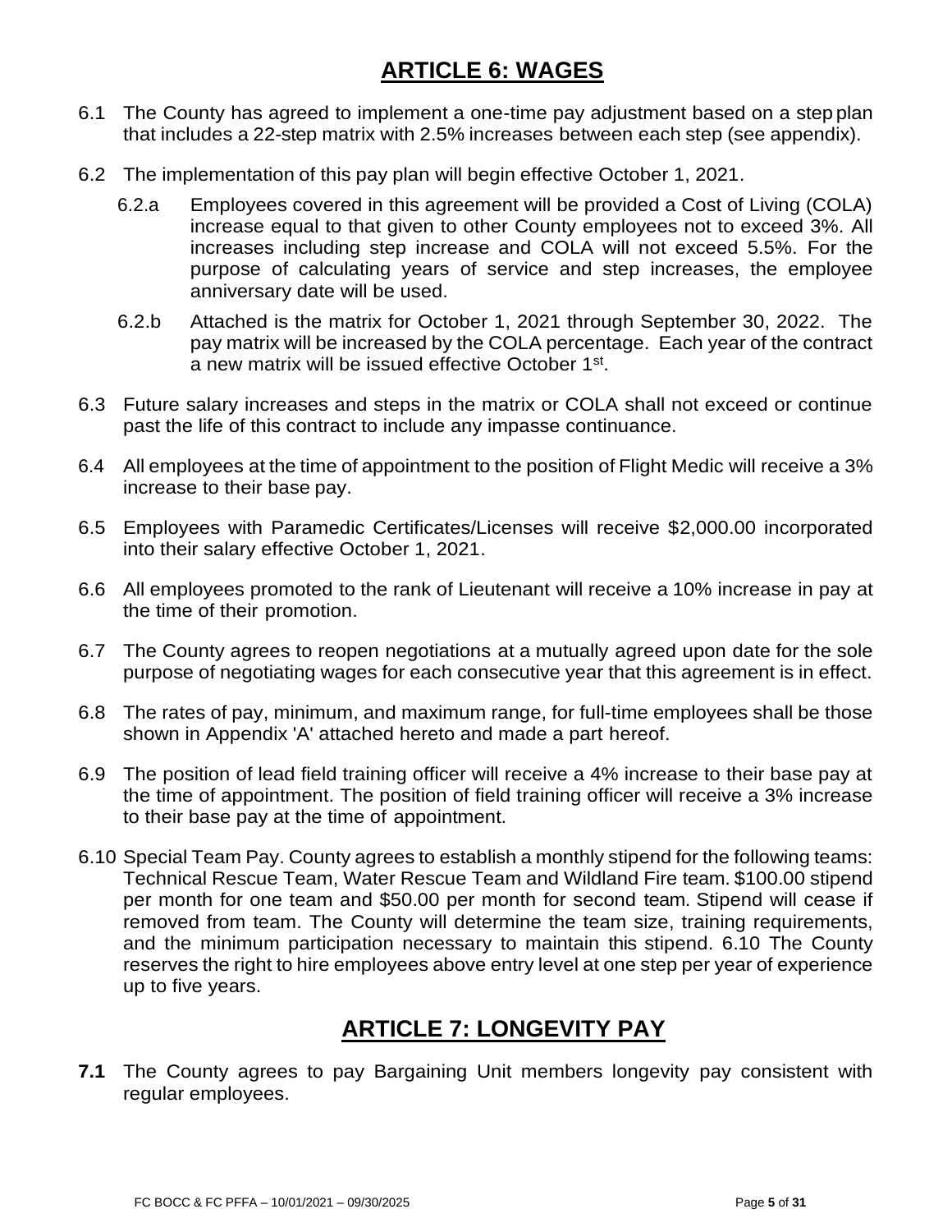# ARTICLE 6: WAGES

6.1 The County has agreed to implement a one-time pay adjustment based on a step plan that includes a 22-step matrix with 2.5% increases between each step (see appendix).

6.2 The implementation of this pay plan will begin effective October 1, 2021.

6.2.a Employees covered in this agreement will be provided a Cost of Living (COLA) increase equal to that given to other County employees not to exceed 3%. All increases including step increase and COLA will not exceed 5.5%. For the purpose of calculating years of service and step increases, the employee anniversary date will be used.

6.2.b Attached is the matrix for October 1, 2021 through September 30, 2022. The pay matrix will be increased by the COLA percentage. Each year of the contract a new matrix will be issued effective October 1st.

6.3 Future salary increases and steps in the matrix or COLA shall not exceed or continue past the life of this contract to include any impasse continuance.

6.4 All employees at the time of appointment to the position of Flight Medic will receive a 3% increase to their base pay.

6.5 Employees with Paramedic Certificates/Licenses will receive $2,000.00 incorporated into their salary effective October 1, 2021.

6.6 All employees promoted to the rank of Lieutenant will receive a 10% increase in pay at the time of their promotion.

6.7 The County agrees to reopen negotiations at a mutually agreed upon date for the sole purpose of negotiating wages for each consecutive year that this agreement is in effect.

6.8 The rates of pay, minimum, and maximum range, for full-time employees shall be those shown in Appendix 'A' attached hereto and made a part hereof.

6.9 The position of lead field training officer will receive a 4% increase to their base pay at the time of appointment. The position of field training officer will receive a 3% increase to their base pay at the time of appointment.

6.10 Special Team Pay. County agrees to establish a monthly stipend for the following teams: Technical Rescue Team, Water Rescue Team and Wildland Fire team. $100.00 stipend per month for one team and $50.00 per month for second team. Stipend will cease if removed from team. The County will determine the team size, training requirements, and the minimum participation necessary to maintain this stipend. 6.10 The County reserves the right to hire employees above entry level at one step per year of experience up to five years.

# ARTICLE 7: LONGEVITY PAY

**7.1** The County agrees to pay Bargaining Unit members longevity pay consistent with regular employees.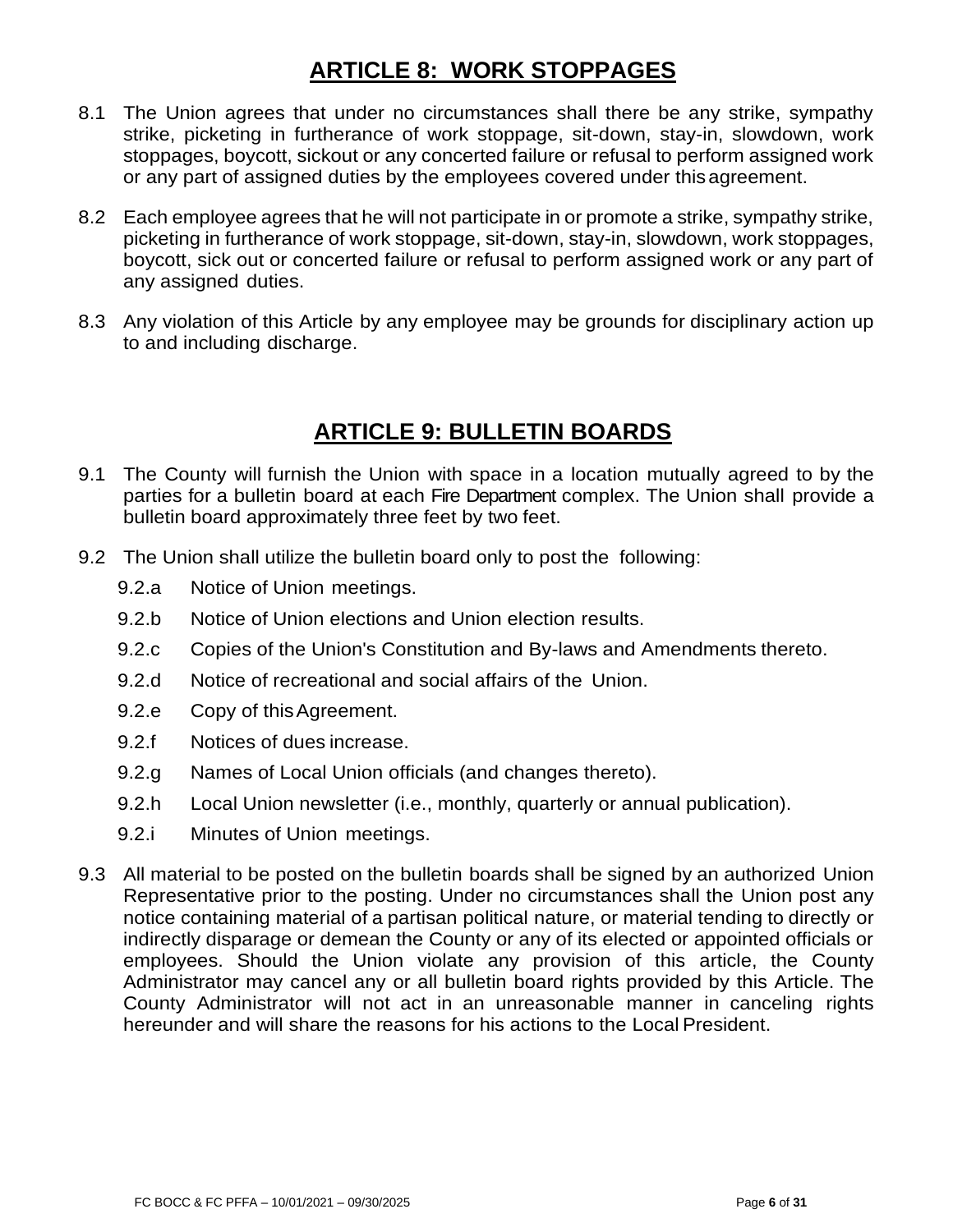# ARTICLE 8: WORK STOPPAGES

8.1 The Union agrees that under no circumstances shall there be any strike, sympathy strike, picketing in furtherance of work stoppage, sit-down, stay-in, slowdown, work stoppages, boycott, sickout or any concerted failure or refusal to perform assigned work or any part of assigned duties by the employees covered under this agreement.

8.2 Each employee agrees that he will not participate in or promote a strike, sympathy strike, picketing in furtherance of work stoppage, sit-down, stay-in, slowdown, work stoppages, boycott, sick out or concerted failure or refusal to perform assigned work or any part of any assigned duties.

8.3 Any violation of this Article by any employee may be grounds for disciplinary action up to and including discharge.

# ARTICLE 9: BULLETIN BOARDS

9.1 The County will furnish the Union with space in a location mutually agreed to by the parties for a bulletin board at each Fire Department complex. The Union shall provide a bulletin board approximately three feet by two feet.

9.2 The Union shall utilize the bulletin board only to post the following:

- 9.2.a Notice of Union meetings.
- 9.2.b Notice of Union elections and Union election results.
- 9.2.c Copies of the Union's Constitution and By-laws and Amendments thereto.
- 9.2.d Notice of recreational and social affairs of the Union.
- 9.2.e Copy of this Agreement.
- 9.2.f Notices of dues increase.
- 9.2.g Names of Local Union officials (and changes thereto).
- 9.2.h Local Union newsletter (i.e., monthly, quarterly or annual publication).
- 9.2.i Minutes of Union meetings.

9.3 All material to be posted on the bulletin boards shall be signed by an authorized Union Representative prior to the posting. Under no circumstances shall the Union post any notice containing material of a partisan political nature, or material tending to directly or indirectly disparage or demean the County or any of its elected or appointed officials or employees. Should the Union violate any provision of this article, the County Administrator may cancel any or all bulletin board rights provided by this Article. The County Administrator will not act in an unreasonable manner in canceling rights hereunder and will share the reasons for his actions to the Local President.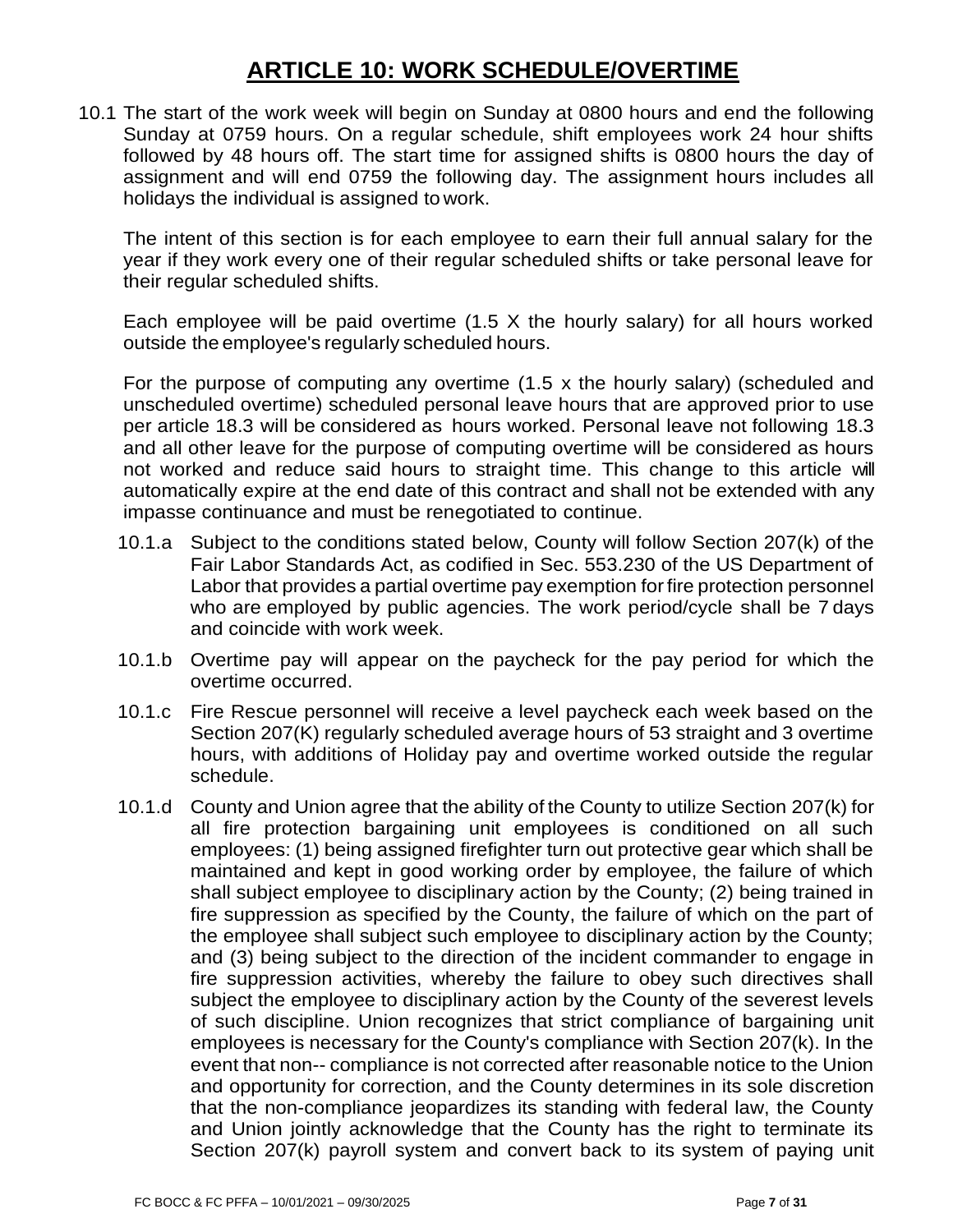# ARTICLE 10: WORK SCHEDULE/OVERTIME

10.1 The start of the work week will begin on Sunday at 0800 hours and end the following Sunday at 0759 hours. On a regular schedule, shift employees work 24 hour shifts followed by 48 hours off. The start time for assigned shifts is 0800 hours the day of assignment and will end 0759 the following day. The assignment hours includes all holidays the individual is assigned to work.

The intent of this section is for each employee to earn their full annual salary for the year if they work every one of their regular scheduled shifts or take personal leave for their regular scheduled shifts.

Each employee will be paid overtime (1.5 X the hourly salary) for all hours worked outside the employee's regularly scheduled hours.

For the purpose of computing any overtime (1.5 x the hourly salary) (scheduled and unscheduled overtime) scheduled personal leave hours that are approved prior to use per article 18.3 will be considered as hours worked. Personal leave not following 18.3 and all other leave for the purpose of computing overtime will be considered as hours not worked and reduce said hours to straight time. This change to this article will automatically expire at the end date of this contract and shall not be extended with any impasse continuance and must be renegotiated to continue.

10.1.a Subject to the conditions stated below, County will follow Section 207(k) of the Fair Labor Standards Act, as codified in Sec. 553.230 of the US Department of Labor that provides a partial overtime pay exemption for fire protection personnel who are employed by public agencies. The work period/cycle shall be 7 days and coincide with work week.

10.1.b Overtime pay will appear on the paycheck for the pay period for which the overtime occurred.

10.1.c Fire Rescue personnel will receive a level paycheck each week based on the Section 207(K) regularly scheduled average hours of 53 straight and 3 overtime hours, with additions of Holiday pay and overtime worked outside the regular schedule.

10.1.d County and Union agree that the ability of the County to utilize Section 207(k) for all fire protection bargaining unit employees is conditioned on all such employees: (1) being assigned firefighter turn out protective gear which shall be maintained and kept in good working order by employee, the failure of which shall subject employee to disciplinary action by the County; (2) being trained in fire suppression as specified by the County, the failure of which on the part of the employee shall subject such employee to disciplinary action by the County; and (3) being subject to the direction of the incident commander to engage in fire suppression activities, whereby the failure to obey such directives shall subject the employee to disciplinary action by the County of the severest levels of such discipline. Union recognizes that strict compliance of bargaining unit employees is necessary for the County's compliance with Section 207(k). In the event that non-- compliance is not corrected after reasonable notice to the Union and opportunity for correction, and the County determines in its sole discretion that the non-compliance jeopardizes its standing with federal law, the County and Union jointly acknowledge that the County has the right to terminate its Section 207(k) payroll system and convert back to its system of paying unit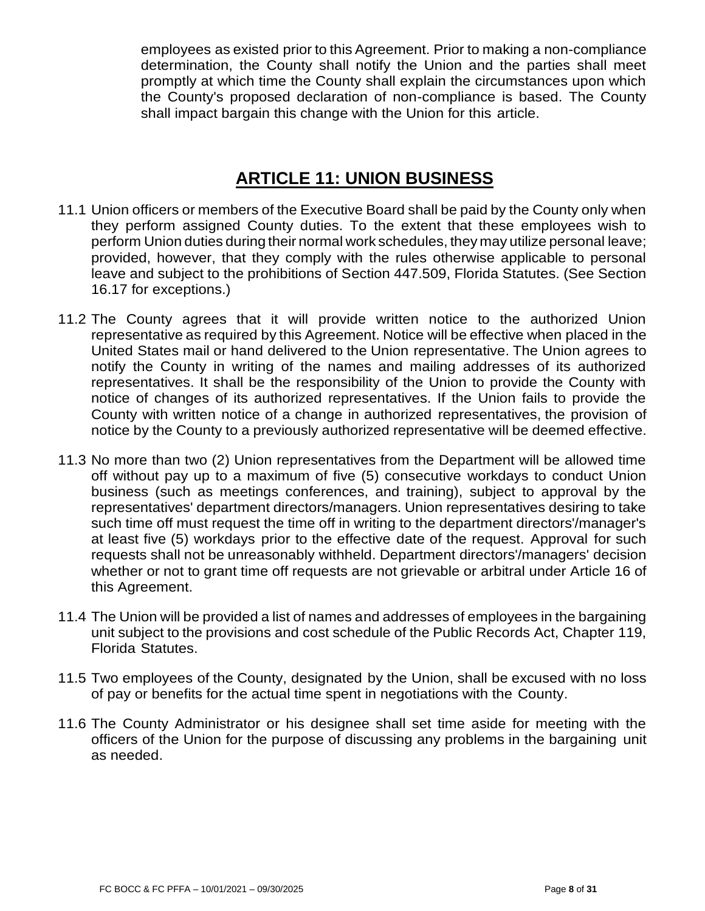employees as existed prior to this Agreement. Prior to making a non-compliance determination, the County shall notify the Union and the parties shall meet promptly at which time the County shall explain the circumstances upon which the County's proposed declaration of non-compliance is based. The County shall impact bargain this change with the Union for this article.

## ARTICLE 11: UNION BUSINESS

11.1 Union officers or members of the Executive Board shall be paid by the County only when they perform assigned County duties. To the extent that these employees wish to perform Union duties during their normal work schedules, they may utilize personal leave; provided, however, that they comply with the rules otherwise applicable to personal leave and subject to the prohibitions of Section 447.509, Florida Statutes. (See Section 16.17 for exceptions.)

11.2 The County agrees that it will provide written notice to the authorized Union representative as required by this Agreement. Notice will be effective when placed in the United States mail or hand delivered to the Union representative. The Union agrees to notify the County in writing of the names and mailing addresses of its authorized representatives. It shall be the responsibility of the Union to provide the County with notice of changes of its authorized representatives. If the Union fails to provide the County with written notice of a change in authorized representatives, the provision of notice by the County to a previously authorized representative will be deemed effective.

11.3 No more than two (2) Union representatives from the Department will be allowed time off without pay up to a maximum of five (5) consecutive workdays to conduct Union business (such as meetings conferences, and training), subject to approval by the representatives' department directors/managers. Union representatives desiring to take such time off must request the time off in writing to the department directors'/manager's at least five (5) workdays prior to the effective date of the request. Approval for such requests shall not be unreasonably withheld. Department directors'/managers' decision whether or not to grant time off requests are not grievable or arbitral under Article 16 of this Agreement.

11.4 The Union will be provided a list of names and addresses of employees in the bargaining unit subject to the provisions and cost schedule of the Public Records Act, Chapter 119, Florida Statutes.

11.5 Two employees of the County, designated by the Union, shall be excused with no loss of pay or benefits for the actual time spent in negotiations with the County.

11.6 The County Administrator or his designee shall set time aside for meeting with the officers of the Union for the purpose of discussing any problems in the bargaining unit as needed.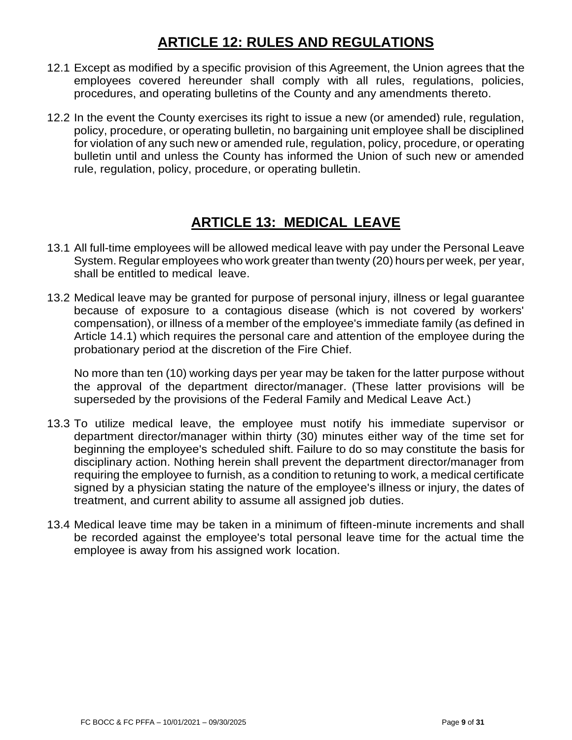# ARTICLE 12: RULES AND REGULATIONS

12.1 Except as modified by a specific provision of this Agreement, the Union agrees that the employees covered hereunder shall comply with all rules, regulations, policies, procedures, and operating bulletins of the County and any amendments thereto.

12.2 In the event the County exercises its right to issue a new (or amended) rule, regulation, policy, procedure, or operating bulletin, no bargaining unit employee shall be disciplined for violation of any such new or amended rule, regulation, policy, procedure, or operating bulletin until and unless the County has informed the Union of such new or amended rule, regulation, policy, procedure, or operating bulletin.

# ARTICLE 13: MEDICAL LEAVE

13.1 All full-time employees will be allowed medical leave with pay under the Personal Leave System. Regular employees who work greater than twenty (20) hours per week, per year, shall be entitled to medical leave.

13.2 Medical leave may be granted for purpose of personal injury, illness or legal guarantee because of exposure to a contagious disease (which is not covered by workers' compensation), or illness of a member of the employee's immediate family (as defined in Article 14.1) which requires the personal care and attention of the employee during the probationary period at the discretion of the Fire Chief.

No more than ten (10) working days per year may be taken for the latter purpose without the approval of the department director/manager. (These latter provisions will be superseded by the provisions of the Federal Family and Medical Leave Act.)

13.3 To utilize medical leave, the employee must notify his immediate supervisor or department director/manager within thirty (30) minutes either way of the time set for beginning the employee's scheduled shift. Failure to do so may constitute the basis for disciplinary action. Nothing herein shall prevent the department director/manager from requiring the employee to furnish, as a condition to retuning to work, a medical certificate signed by a physician stating the nature of the employee's illness or injury, the dates of treatment, and current ability to assume all assigned job duties.

13.4 Medical leave time may be taken in a minimum of fifteen-minute increments and shall be recorded against the employee's total personal leave time for the actual time the employee is away from his assigned work location.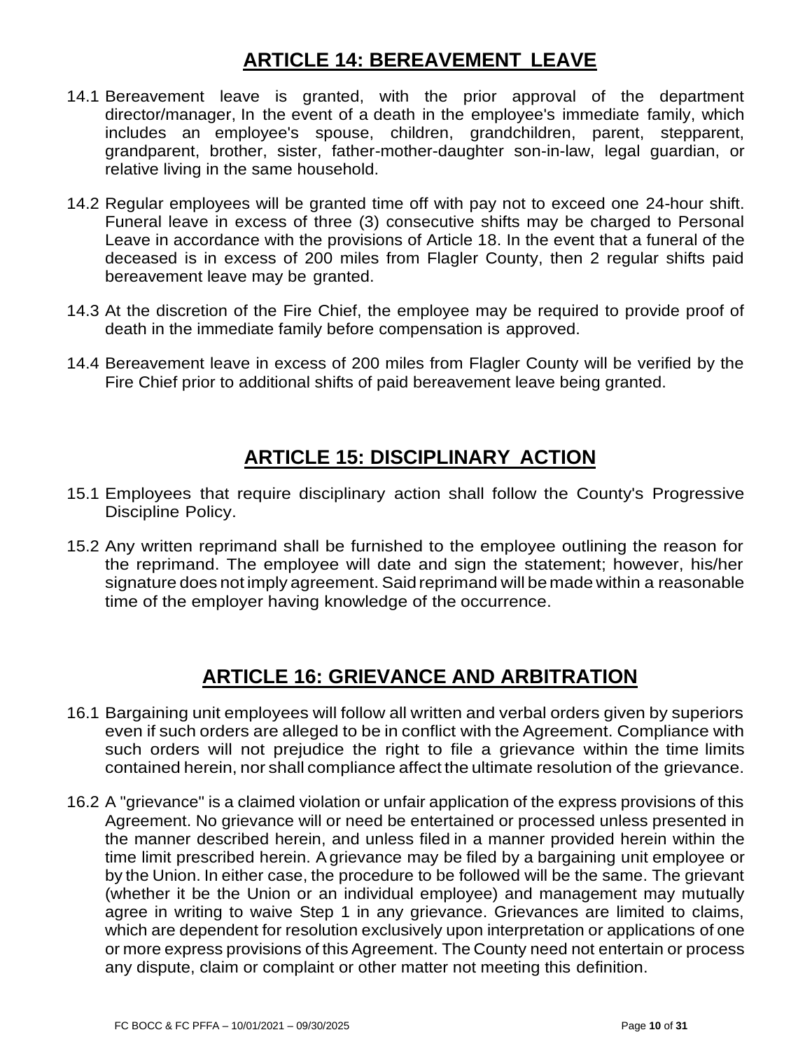# ARTICLE 14: BEREAVEMENT LEAVE

14.1 Bereavement leave is granted, with the prior approval of the department director/manager, In the event of a death in the employee's immediate family, which includes an employee's spouse, children, grandchildren, parent, stepparent, grandparent, brother, sister, father-mother-daughter son-in-law, legal guardian, or relative living in the same household.

14.2 Regular employees will be granted time off with pay not to exceed one 24-hour shift. Funeral leave in excess of three (3) consecutive shifts may be charged to Personal Leave in accordance with the provisions of Article 18. In the event that a funeral of the deceased is in excess of 200 miles from Flagler County, then 2 regular shifts paid bereavement leave may be granted.

14.3 At the discretion of the Fire Chief, the employee may be required to provide proof of death in the immediate family before compensation is approved.

14.4 Bereavement leave in excess of 200 miles from Flagler County will be verified by the Fire Chief prior to additional shifts of paid bereavement leave being granted.

# ARTICLE 15: DISCIPLINARY ACTION

15.1 Employees that require disciplinary action shall follow the County's Progressive Discipline Policy.

15.2 Any written reprimand shall be furnished to the employee outlining the reason for the reprimand. The employee will date and sign the statement; however, his/her signature does not imply agreement. Said reprimand will be made within a reasonable time of the employer having knowledge of the occurrence.

# ARTICLE 16: GRIEVANCE AND ARBITRATION

16.1 Bargaining unit employees will follow all written and verbal orders given by superiors even if such orders are alleged to be in conflict with the Agreement. Compliance with such orders will not prejudice the right to file a grievance within the time limits contained herein, nor shall compliance affect the ultimate resolution of the grievance.

16.2 A "grievance" is a claimed violation or unfair application of the express provisions of this Agreement. No grievance will or need be entertained or processed unless presented in the manner described herein, and unless filed in a manner provided herein within the time limit prescribed herein. A grievance may be filed by a bargaining unit employee or by the Union. In either case, the procedure to be followed will be the same. The grievant (whether it be the Union or an individual employee) and management may mutually agree in writing to waive Step 1 in any grievance. Grievances are limited to claims, which are dependent for resolution exclusively upon interpretation or applications of one or more express provisions of this Agreement. The County need not entertain or process any dispute, claim or complaint or other matter not meeting this definition.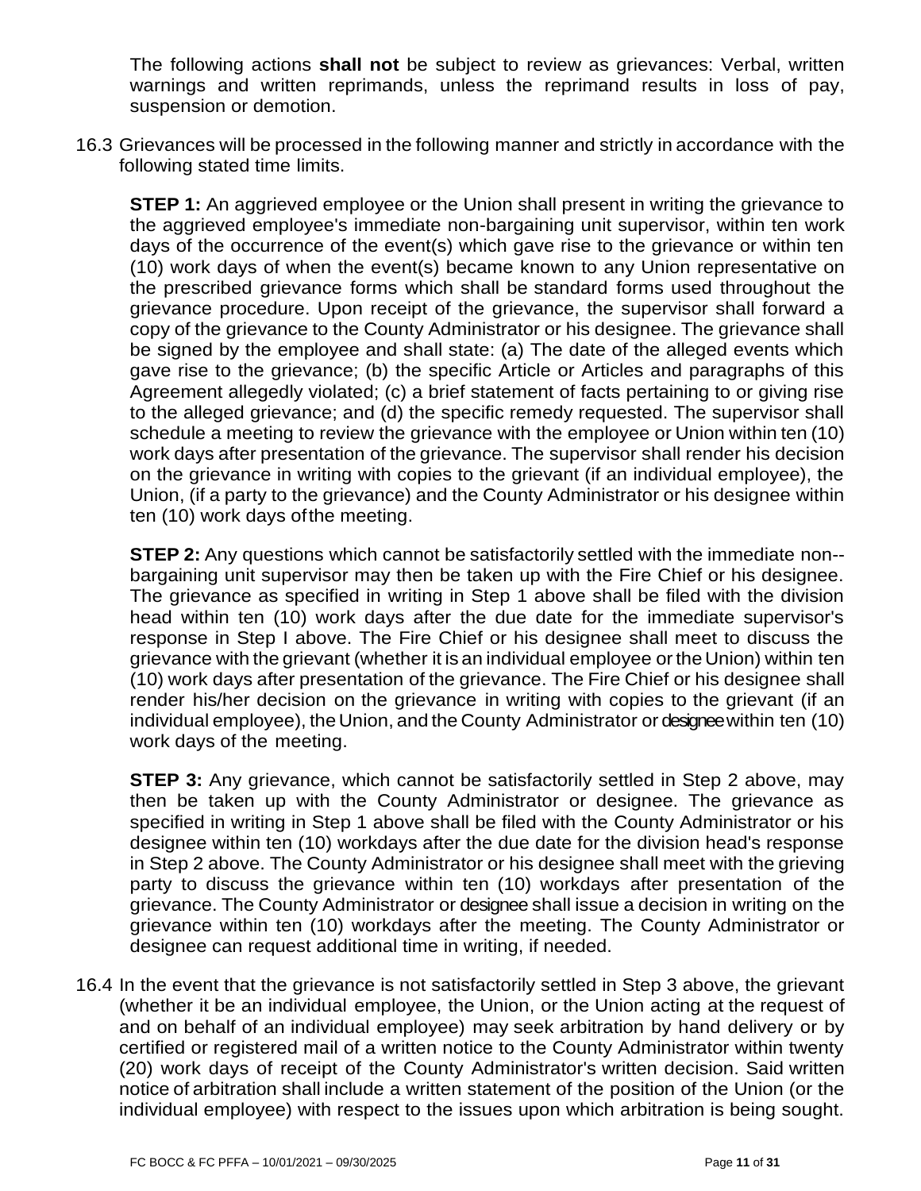The following actions **shall not** be subject to review as grievances: Verbal, written warnings and written reprimands, unless the reprimand results in loss of pay, suspension or demotion.

16.3 Grievances will be processed in the following manner and strictly in accordance with the following stated time limits.

**STEP 1:** An aggrieved employee or the Union shall present in writing the grievance to the aggrieved employee's immediate non-bargaining unit supervisor, within ten work days of the occurrence of the event(s) which gave rise to the grievance or within ten (10) work days of when the event(s) became known to any Union representative on the prescribed grievance forms which shall be standard forms used throughout the grievance procedure. Upon receipt of the grievance, the supervisor shall forward a copy of the grievance to the County Administrator or his designee. The grievance shall be signed by the employee and shall state: (a) The date of the alleged events which gave rise to the grievance; (b) the specific Article or Articles and paragraphs of this Agreement allegedly violated; (c) a brief statement of facts pertaining to or giving rise to the alleged grievance; and (d) the specific remedy requested. The supervisor shall schedule a meeting to review the grievance with the employee or Union within ten (10) work days after presentation of the grievance. The supervisor shall render his decision on the grievance in writing with copies to the grievant (if an individual employee), the Union, (if a party to the grievance) and the County Administrator or his designee within ten (10) work days of the meeting.

**STEP 2:** Any questions which cannot be satisfactorily settled with the immediate non--bargaining unit supervisor may then be taken up with the Fire Chief or his designee. The grievance as specified in writing in Step 1 above shall be filed with the division head within ten (10) work days after the due date for the immediate supervisor's response in Step I above. The Fire Chief or his designee shall meet to discuss the grievance with the grievant (whether it is an individual employee or the Union) within ten (10) work days after presentation of the grievance. The Fire Chief or his designee shall render his/her decision on the grievance in writing with copies to the grievant (if an individual employee), the Union, and the County Administrator or designee within ten (10) work days of the meeting.

**STEP 3:** Any grievance, which cannot be satisfactorily settled in Step 2 above, may then be taken up with the County Administrator or designee. The grievance as specified in writing in Step 1 above shall be filed with the County Administrator or his designee within ten (10) workdays after the due date for the division head's response in Step 2 above. The County Administrator or his designee shall meet with the grieving party to discuss the grievance within ten (10) workdays after presentation of the grievance. The County Administrator or designee shall issue a decision in writing on the grievance within ten (10) workdays after the meeting. The County Administrator or designee can request additional time in writing, if needed.

16.4 In the event that the grievance is not satisfactorily settled in Step 3 above, the grievant (whether it be an individual employee, the Union, or the Union acting at the request of and on behalf of an individual employee) may seek arbitration by hand delivery or by certified or registered mail of a written notice to the County Administrator within twenty (20) work days of receipt of the County Administrator's written decision. Said written notice of arbitration shall include a written statement of the position of the Union (or the individual employee) with respect to the issues upon which arbitration is being sought.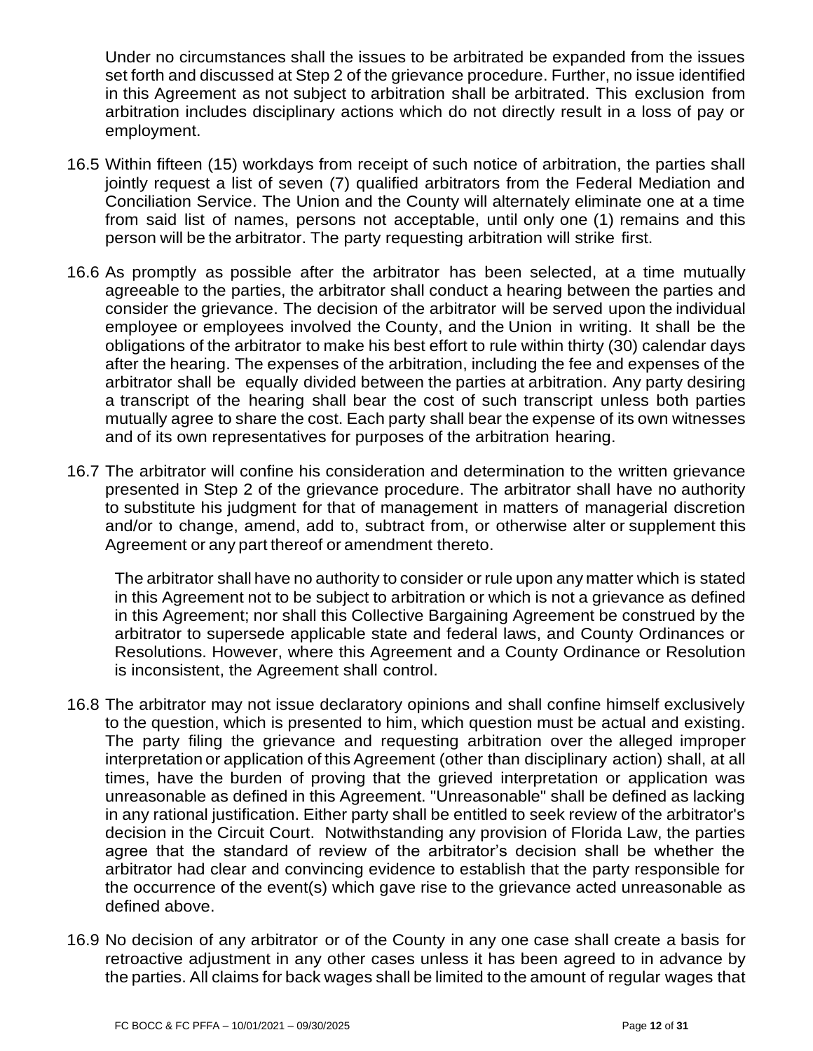Under no circumstances shall the issues to be arbitrated be expanded from the issues set forth and discussed at Step 2 of the grievance procedure. Further, no issue identified in this Agreement as not subject to arbitration shall be arbitrated. This exclusion from arbitration includes disciplinary actions which do not directly result in a loss of pay or employment.

16.5 Within fifteen (15) workdays from receipt of such notice of arbitration, the parties shall jointly request a list of seven (7) qualified arbitrators from the Federal Mediation and Conciliation Service. The Union and the County will alternately eliminate one at a time from said list of names, persons not acceptable, until only one (1) remains and this person will be the arbitrator. The party requesting arbitration will strike first.

16.6 As promptly as possible after the arbitrator has been selected, at a time mutually agreeable to the parties, the arbitrator shall conduct a hearing between the parties and consider the grievance. The decision of the arbitrator will be served upon the individual employee or employees involved the County, and the Union in writing. It shall be the obligations of the arbitrator to make his best effort to rule within thirty (30) calendar days after the hearing. The expenses of the arbitration, including the fee and expenses of the arbitrator shall be equally divided between the parties at arbitration. Any party desiring a transcript of the hearing shall bear the cost of such transcript unless both parties mutually agree to share the cost. Each party shall bear the expense of its own witnesses and of its own representatives for purposes of the arbitration hearing.

16.7 The arbitrator will confine his consideration and determination to the written grievance presented in Step 2 of the grievance procedure. The arbitrator shall have no authority to substitute his judgment for that of management in matters of managerial discretion and/or to change, amend, add to, subtract from, or otherwise alter or supplement this Agreement or any part thereof or amendment thereto.

The arbitrator shall have no authority to consider or rule upon any matter which is stated in this Agreement not to be subject to arbitration or which is not a grievance as defined in this Agreement; nor shall this Collective Bargaining Agreement be construed by the arbitrator to supersede applicable state and federal laws, and County Ordinances or Resolutions. However, where this Agreement and a County Ordinance or Resolution is inconsistent, the Agreement shall control.

16.8 The arbitrator may not issue declaratory opinions and shall confine himself exclusively to the question, which is presented to him, which question must be actual and existing. The party filing the grievance and requesting arbitration over the alleged improper interpretation or application of this Agreement (other than disciplinary action) shall, at all times, have the burden of proving that the grieved interpretation or application was unreasonable as defined in this Agreement. "Unreasonable" shall be defined as lacking in any rational justification. Either party shall be entitled to seek review of the arbitrator's decision in the Circuit Court. Notwithstanding any provision of Florida Law, the parties agree that the standard of review of the arbitrator's decision shall be whether the arbitrator had clear and convincing evidence to establish that the party responsible for the occurrence of the event(s) which gave rise to the grievance acted unreasonable as defined above.

16.9 No decision of any arbitrator or of the County in any one case shall create a basis for retroactive adjustment in any other cases unless it has been agreed to in advance by the parties. All claims for back wages shall be limited to the amount of regular wages that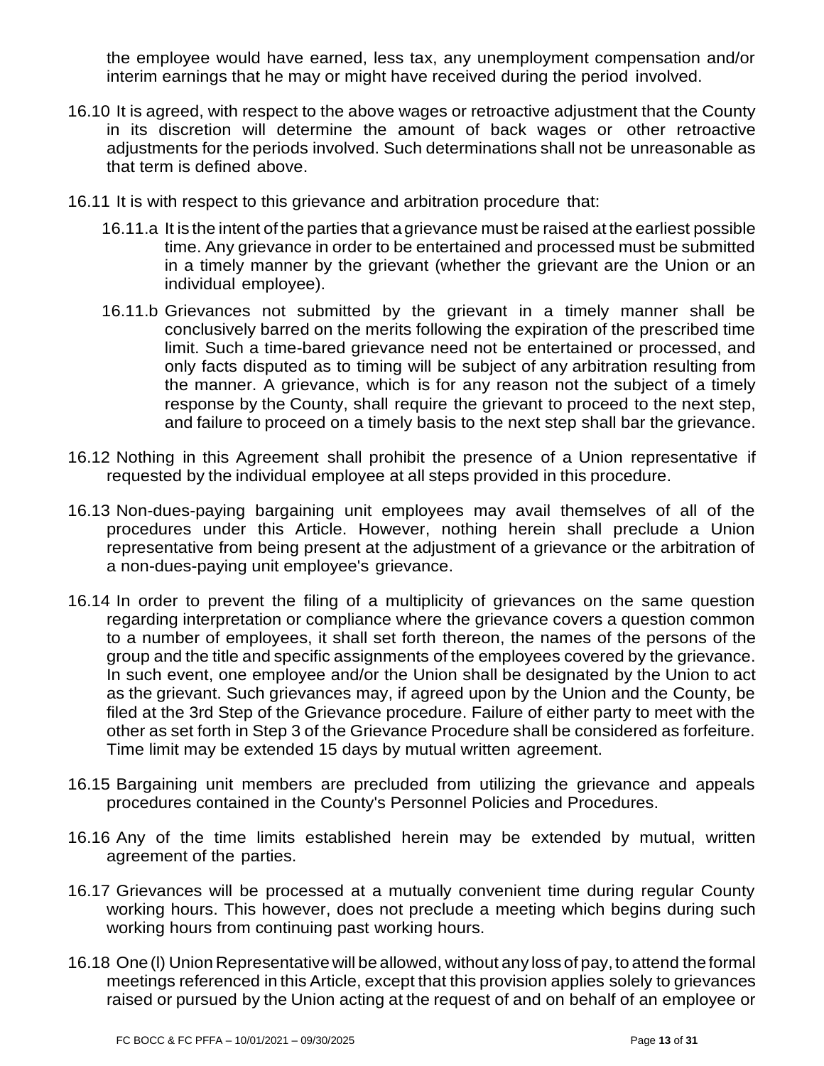the employee would have earned, less tax, any unemployment compensation and/or interim earnings that he may or might have received during the period involved.

16.10 It is agreed, with respect to the above wages or retroactive adjustment that the County in its discretion will determine the amount of back wages or other retroactive adjustments for the periods involved. Such determinations shall not be unreasonable as that term is defined above.

16.11 It is with respect to this grievance and arbitration procedure that:

16.11.a It is the intent of the parties that a grievance must be raised at the earliest possible time. Any grievance in order to be entertained and processed must be submitted in a timely manner by the grievant (whether the grievant are the Union or an individual employee).

16.11.b Grievances not submitted by the grievant in a timely manner shall be conclusively barred on the merits following the expiration of the prescribed time limit. Such a time-bared grievance need not be entertained or processed, and only facts disputed as to timing will be subject of any arbitration resulting from the manner. A grievance, which is for any reason not the subject of a timely response by the County, shall require the grievant to proceed to the next step, and failure to proceed on a timely basis to the next step shall bar the grievance.

16.12 Nothing in this Agreement shall prohibit the presence of a Union representative if requested by the individual employee at all steps provided in this procedure.

16.13 Non-dues-paying bargaining unit employees may avail themselves of all of the procedures under this Article. However, nothing herein shall preclude a Union representative from being present at the adjustment of a grievance or the arbitration of a non-dues-paying unit employee's grievance.

16.14 In order to prevent the filing of a multiplicity of grievances on the same question regarding interpretation or compliance where the grievance covers a question common to a number of employees, it shall set forth thereon, the names of the persons of the group and the title and specific assignments of the employees covered by the grievance. In such event, one employee and/or the Union shall be designated by the Union to act as the grievant. Such grievances may, if agreed upon by the Union and the County, be filed at the 3rd Step of the Grievance procedure. Failure of either party to meet with the other as set forth in Step 3 of the Grievance Procedure shall be considered as forfeiture. Time limit may be extended 15 days by mutual written agreement.

16.15 Bargaining unit members are precluded from utilizing the grievance and appeals procedures contained in the County's Personnel Policies and Procedures.

16.16 Any of the time limits established herein may be extended by mutual, written agreement of the parties.

16.17 Grievances will be processed at a mutually convenient time during regular County working hours. This however, does not preclude a meeting which begins during such working hours from continuing past working hours.

16.18 One (l) Union Representative will be allowed, without any loss of pay, to attend the formal meetings referenced in this Article, except that this provision applies solely to grievances raised or pursued by the Union acting at the request of and on behalf of an employee or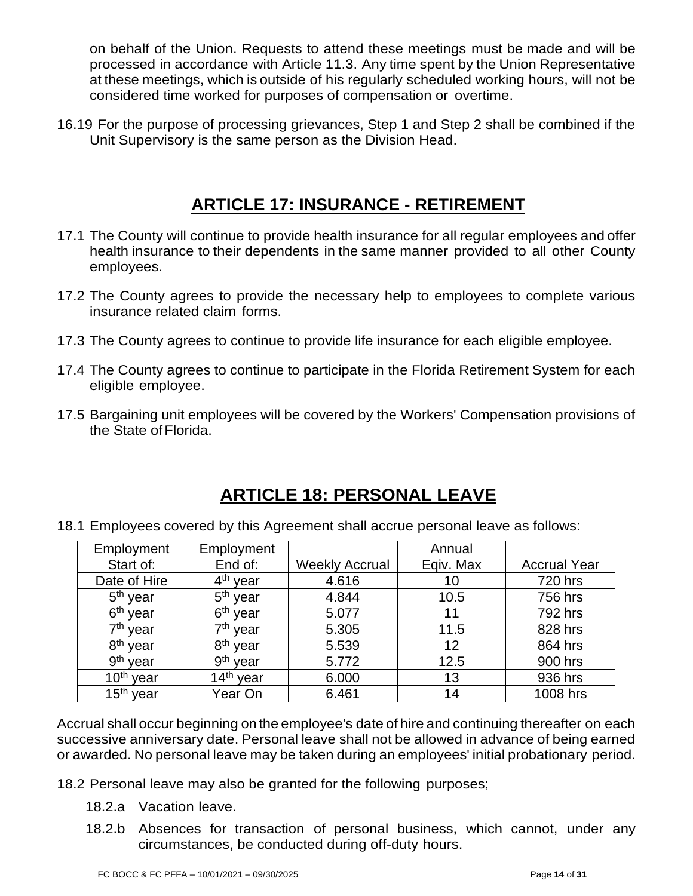on behalf of the Union. Requests to attend these meetings must be made and will be processed in accordance with Article 11.3. Any time spent by the Union Representative at these meetings, which is outside of his regularly scheduled working hours, will not be considered time worked for purposes of compensation or overtime.

16.19 For the purpose of processing grievances, Step 1 and Step 2 shall be combined if the Unit Supervisory is the same person as the Division Head.

## ARTICLE 17: INSURANCE - RETIREMENT

17.1 The County will continue to provide health insurance for all regular employees and offer health insurance to their dependents in the same manner provided to all other County employees.

17.2 The County agrees to provide the necessary help to employees to complete various insurance related claim forms.

17.3 The County agrees to continue to provide life insurance for each eligible employee.

17.4 The County agrees to continue to participate in the Florida Retirement System for each eligible employee.

17.5 Bargaining unit employees will be covered by the Workers' Compensation provisions of the State of Florida.

## ARTICLE 18: PERSONAL LEAVE

18.1 Employees covered by this Agreement shall accrue personal leave as follows:

| Employment Start of: | Employment End of: | Weekly Accrual | Annual Eqiv. Max | Accrual Year |
|---|---|---|---|---|
| Date of Hire | 4th year | 4.616 | 10 | 720 hrs |
| 5th year | 5th year | 4.844 | 10.5 | 756 hrs |
| 6th year | 6th year | 5.077 | 11 | 792 hrs |
| 7th year | 7th year | 5.305 | 11.5 | 828 hrs |
| 8th year | 8th year | 5.539 | 12 | 864 hrs |
| 9th year | 9th year | 5.772 | 12.5 | 900 hrs |
| 10th year | 14th year | 6.000 | 13 | 936 hrs |
| 15th year | Year On | 6.461 | 14 | 1008 hrs |

Accrual shall occur beginning on the employee's date of hire and continuing thereafter on each successive anniversary date. Personal leave shall not be allowed in advance of being earned or awarded. No personal leave may be taken during an employees' initial probationary period.

18.2 Personal leave may also be granted for the following purposes;

18.2.a Vacation leave.

18.2.b Absences for transaction of personal business, which cannot, under any circumstances, be conducted during off-duty hours.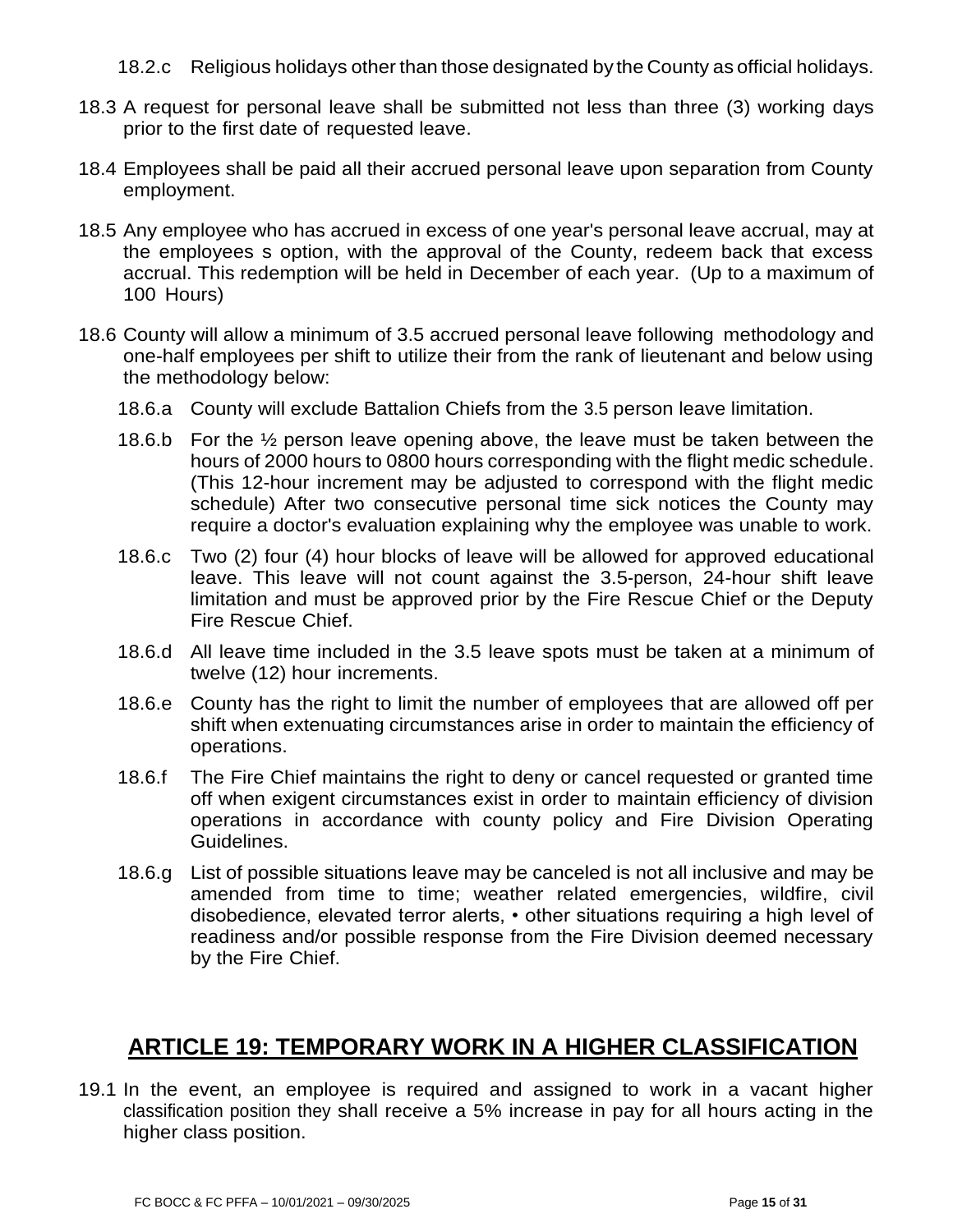18.2.c Religious holidays other than those designated by the County as official holidays.

18.3 A request for personal leave shall be submitted not less than three (3) working days prior to the first date of requested leave.

18.4 Employees shall be paid all their accrued personal leave upon separation from County employment.

18.5 Any employee who has accrued in excess of one year's personal leave accrual, may at the employees s option, with the approval of the County, redeem back that excess accrual. This redemption will be held in December of each year. (Up to a maximum of 100 Hours)

18.6 County will allow a minimum of 3.5 accrued personal leave following methodology and one-half employees per shift to utilize their from the rank of lieutenant and below using the methodology below:

18.6.a County will exclude Battalion Chiefs from the 3.5 person leave limitation.

18.6.b For the ½ person leave opening above, the leave must be taken between the hours of 2000 hours to 0800 hours corresponding with the flight medic schedule. (This 12-hour increment may be adjusted to correspond with the flight medic schedule) After two consecutive personal time sick notices the County may require a doctor's evaluation explaining why the employee was unable to work.

18.6.c Two (2) four (4) hour blocks of leave will be allowed for approved educational leave. This leave will not count against the 3.5-person, 24-hour shift leave limitation and must be approved prior by the Fire Rescue Chief or the Deputy Fire Rescue Chief.

18.6.d All leave time included in the 3.5 leave spots must be taken at a minimum of twelve (12) hour increments.

18.6.e County has the right to limit the number of employees that are allowed off per shift when extenuating circumstances arise in order to maintain the efficiency of operations.

18.6.f The Fire Chief maintains the right to deny or cancel requested or granted time off when exigent circumstances exist in order to maintain efficiency of division operations in accordance with county policy and Fire Division Operating Guidelines.

18.6.g List of possible situations leave may be canceled is not all inclusive and may be amended from time to time; weather related emergencies, wildfire, civil disobedience, elevated terror alerts, • other situations requiring a high level of readiness and/or possible response from the Fire Division deemed necessary by the Fire Chief.

## ARTICLE 19: TEMPORARY WORK IN A HIGHER CLASSIFICATION

19.1 In the event, an employee is required and assigned to work in a vacant higher classification position they shall receive a 5% increase in pay for all hours acting in the higher class position.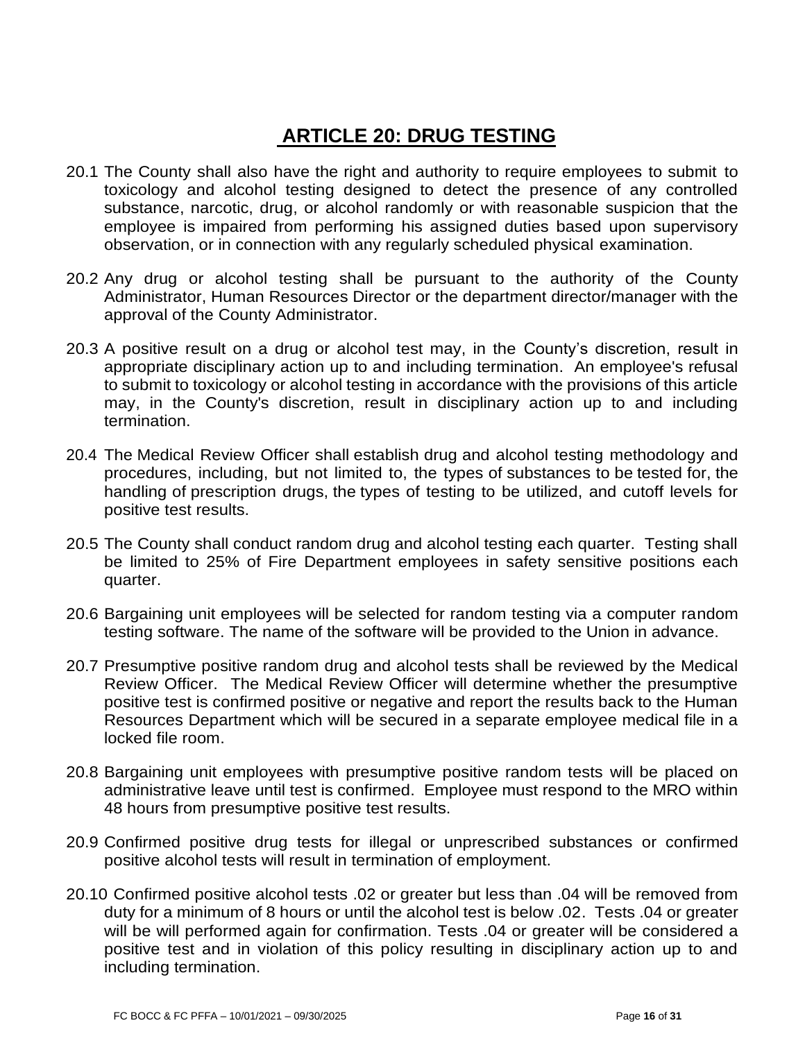# ARTICLE 20: DRUG TESTING

20.1 The County shall also have the right and authority to require employees to submit to toxicology and alcohol testing designed to detect the presence of any controlled substance, narcotic, drug, or alcohol randomly or with reasonable suspicion that the employee is impaired from performing his assigned duties based upon supervisory observation, or in connection with any regularly scheduled physical examination.

20.2 Any drug or alcohol testing shall be pursuant to the authority of the County Administrator, Human Resources Director or the department director/manager with the approval of the County Administrator.

20.3 A positive result on a drug or alcohol test may, in the County's discretion, result in appropriate disciplinary action up to and including termination. An employee's refusal to submit to toxicology or alcohol testing in accordance with the provisions of this article may, in the County's discretion, result in disciplinary action up to and including termination.

20.4 The Medical Review Officer shall establish drug and alcohol testing methodology and procedures, including, but not limited to, the types of substances to be tested for, the handling of prescription drugs, the types of testing to be utilized, and cutoff levels for positive test results.

20.5 The County shall conduct random drug and alcohol testing each quarter. Testing shall be limited to 25% of Fire Department employees in safety sensitive positions each quarter.

20.6 Bargaining unit employees will be selected for random testing via a computer random testing software. The name of the software will be provided to the Union in advance.

20.7 Presumptive positive random drug and alcohol tests shall be reviewed by the Medical Review Officer. The Medical Review Officer will determine whether the presumptive positive test is confirmed positive or negative and report the results back to the Human Resources Department which will be secured in a separate employee medical file in a locked file room.

20.8 Bargaining unit employees with presumptive positive random tests will be placed on administrative leave until test is confirmed. Employee must respond to the MRO within 48 hours from presumptive positive test results.

20.9 Confirmed positive drug tests for illegal or unprescribed substances or confirmed positive alcohol tests will result in termination of employment.

20.10 Confirmed positive alcohol tests .02 or greater but less than .04 will be removed from duty for a minimum of 8 hours or until the alcohol test is below .02. Tests .04 or greater will be will performed again for confirmation. Tests .04 or greater will be considered a positive test and in violation of this policy resulting in disciplinary action up to and including termination.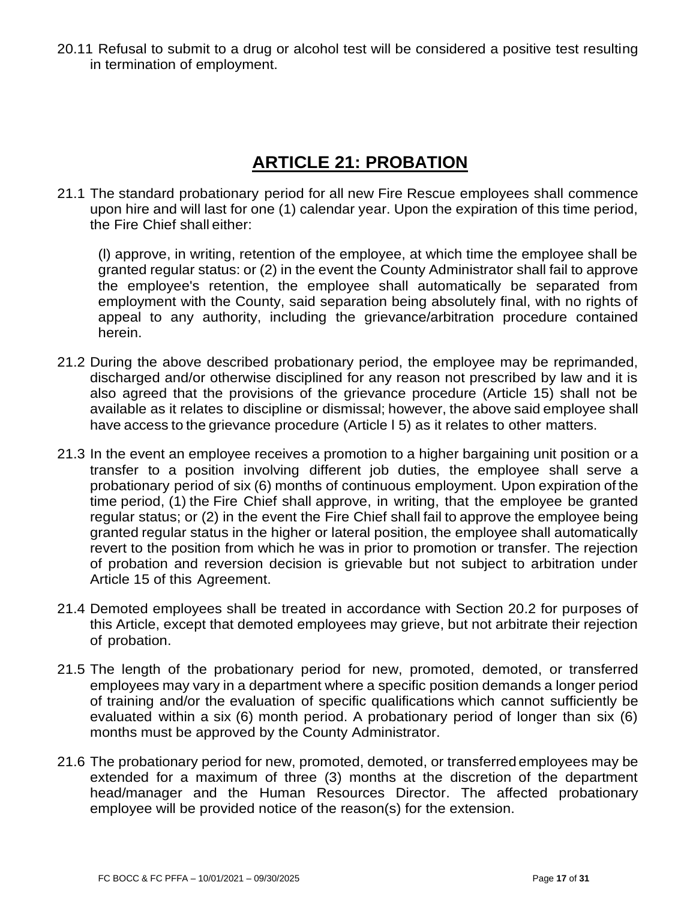20.11 Refusal to submit to a drug or alcohol test will be considered a positive test resulting in termination of employment.

# ARTICLE 21: PROBATION

21.1 The standard probationary period for all new Fire Rescue employees shall commence upon hire and will last for one (1) calendar year. Upon the expiration of this time period, the Fire Chief shall either:

(l) approve, in writing, retention of the employee, at which time the employee shall be granted regular status: or (2) in the event the County Administrator shall fail to approve the employee's retention, the employee shall automatically be separated from employment with the County, said separation being absolutely final, with no rights of appeal to any authority, including the grievance/arbitration procedure contained herein.

21.2 During the above described probationary period, the employee may be reprimanded, discharged and/or otherwise disciplined for any reason not prescribed by law and it is also agreed that the provisions of the grievance procedure (Article 15) shall not be available as it relates to discipline or dismissal; however, the above said employee shall have access to the grievance procedure (Article l 5) as it relates to other matters.

21.3 In the event an employee receives a promotion to a higher bargaining unit position or a transfer to a position involving different job duties, the employee shall serve a probationary period of six (6) months of continuous employment. Upon expiration of the time period, (1) the Fire Chief shall approve, in writing, that the employee be granted regular status; or (2) in the event the Fire Chief shall fail to approve the employee being granted regular status in the higher or lateral position, the employee shall automatically revert to the position from which he was in prior to promotion or transfer. The rejection of probation and reversion decision is grievable but not subject to arbitration under Article 15 of this Agreement.

21.4 Demoted employees shall be treated in accordance with Section 20.2 for purposes of this Article, except that demoted employees may grieve, but not arbitrate their rejection of probation.

21.5 The length of the probationary period for new, promoted, demoted, or transferred employees may vary in a department where a specific position demands a longer period of training and/or the evaluation of specific qualifications which cannot sufficiently be evaluated within a six (6) month period. A probationary period of longer than six (6) months must be approved by the County Administrator.

21.6 The probationary period for new, promoted, demoted, or transferred employees may be extended for a maximum of three (3) months at the discretion of the department head/manager and the Human Resources Director. The affected probationary employee will be provided notice of the reason(s) for the extension.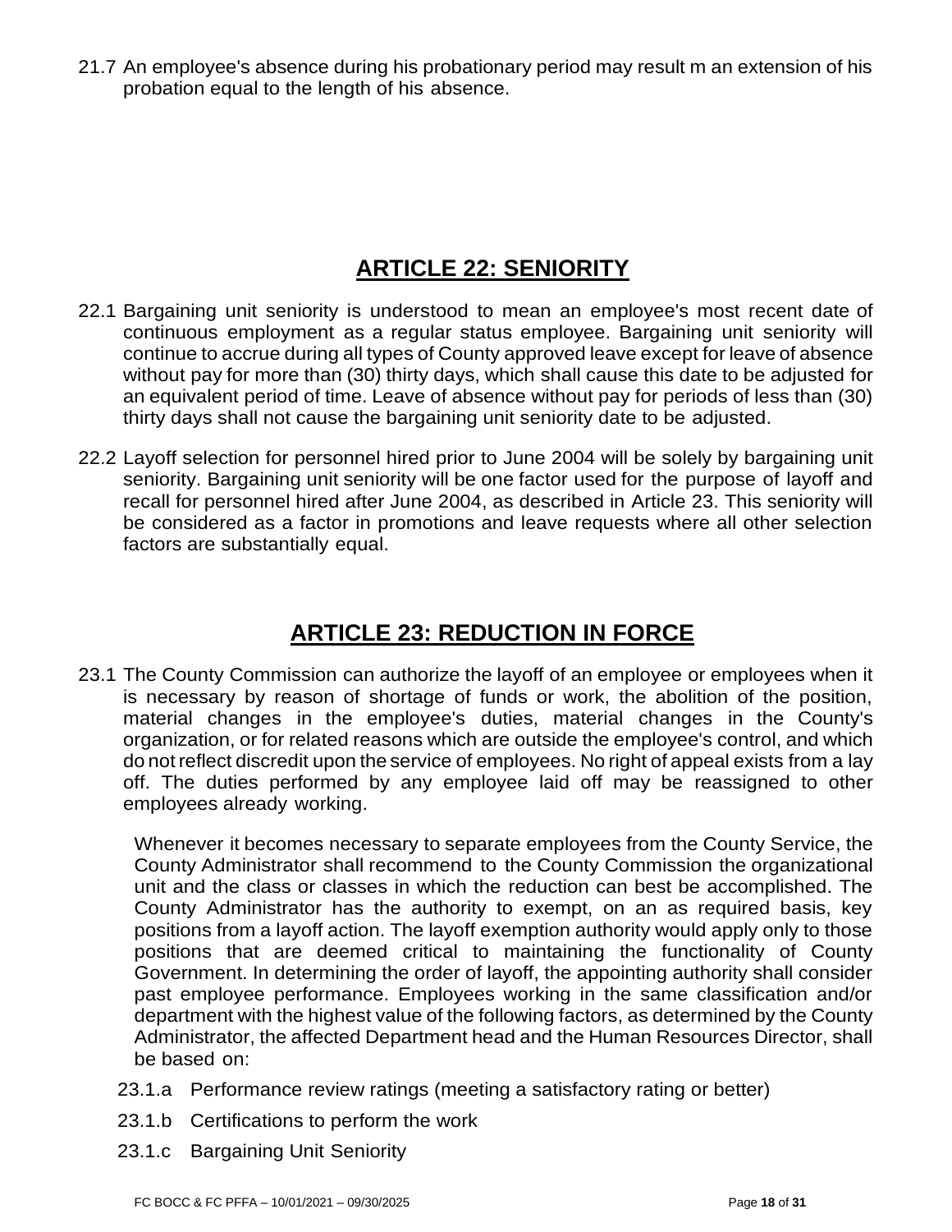21.7 An employee's absence during his probationary period may result m an extension of his probation equal to the length of his absence.

## ARTICLE 22: SENIORITY

22.1 Bargaining unit seniority is understood to mean an employee's most recent date of continuous employment as a regular status employee. Bargaining unit seniority will continue to accrue during all types of County approved leave except for leave of absence without pay for more than (30) thirty days, which shall cause this date to be adjusted for an equivalent period of time. Leave of absence without pay for periods of less than (30) thirty days shall not cause the bargaining unit seniority date to be adjusted.

22.2 Layoff selection for personnel hired prior to June 2004 will be solely by bargaining unit seniority. Bargaining unit seniority will be one factor used for the purpose of layoff and recall for personnel hired after June 2004, as described in Article 23. This seniority will be considered as a factor in promotions and leave requests where all other selection factors are substantially equal.

## ARTICLE 23: REDUCTION IN FORCE

23.1 The County Commission can authorize the layoff of an employee or employees when it is necessary by reason of shortage of funds or work, the abolition of the position, material changes in the employee's duties, material changes in the County's organization, or for related reasons which are outside the employee's control, and which do not reflect discredit upon the service of employees. No right of appeal exists from a lay off. The duties performed by any employee laid off may be reassigned to other employees already working.

Whenever it becomes necessary to separate employees from the County Service, the County Administrator shall recommend to the County Commission the organizational unit and the class or classes in which the reduction can best be accomplished. The County Administrator has the authority to exempt, on an as required basis, key positions from a layoff action. The layoff exemption authority would apply only to those positions that are deemed critical to maintaining the functionality of County Government. In determining the order of layoff, the appointing authority shall consider past employee performance. Employees working in the same classification and/or department with the highest value of the following factors, as determined by the County Administrator, the affected Department head and the Human Resources Director, shall be based on:

23.1.a Performance review ratings (meeting a satisfactory rating or better)

23.1.b Certifications to perform the work

23.1.c Bargaining Unit Seniority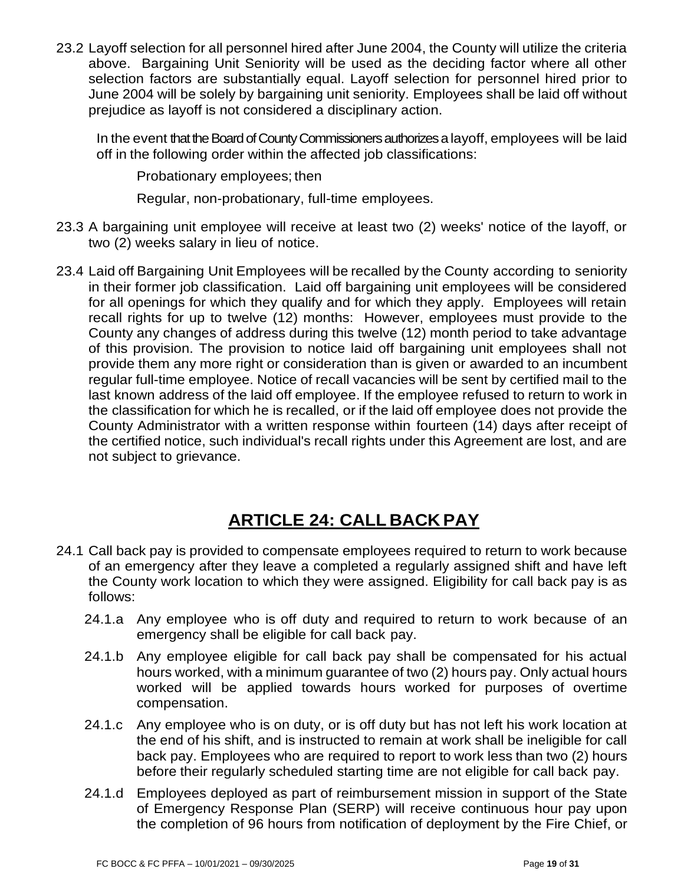23.2 Layoff selection for all personnel hired after June 2004, the County will utilize the criteria above. Bargaining Unit Seniority will be used as the deciding factor where all other selection factors are substantially equal. Layoff selection for personnel hired prior to June 2004 will be solely by bargaining unit seniority. Employees shall be laid off without prejudice as layoff is not considered a disciplinary action.

In the event that the Board of County Commissioners authorizes a layoff, employees will be laid off in the following order within the affected job classifications:

Probationary employees; then

Regular, non-probationary, full-time employees.

23.3 A bargaining unit employee will receive at least two (2) weeks' notice of the layoff, or two (2) weeks salary in lieu of notice.

23.4 Laid off Bargaining Unit Employees will be recalled by the County according to seniority in their former job classification. Laid off bargaining unit employees will be considered for all openings for which they qualify and for which they apply. Employees will retain recall rights for up to twelve (12) months: However, employees must provide to the County any changes of address during this twelve (12) month period to take advantage of this provision. The provision to notice laid off bargaining unit employees shall not provide them any more right or consideration than is given or awarded to an incumbent regular full-time employee. Notice of recall vacancies will be sent by certified mail to the last known address of the laid off employee. If the employee refused to return to work in the classification for which he is recalled, or if the laid off employee does not provide the County Administrator with a written response within fourteen (14) days after receipt of the certified notice, such individual's recall rights under this Agreement are lost, and are not subject to grievance.

# ARTICLE 24: CALL BACK PAY

24.1 Call back pay is provided to compensate employees required to return to work because of an emergency after they leave a completed a regularly assigned shift and have left the County work location to which they were assigned. Eligibility for call back pay is as follows:

24.1.a Any employee who is off duty and required to return to work because of an emergency shall be eligible for call back pay.

24.1.b Any employee eligible for call back pay shall be compensated for his actual hours worked, with a minimum guarantee of two (2) hours pay. Only actual hours worked will be applied towards hours worked for purposes of overtime compensation.

24.1.c Any employee who is on duty, or is off duty but has not left his work location at the end of his shift, and is instructed to remain at work shall be ineligible for call back pay. Employees who are required to report to work less than two (2) hours before their regularly scheduled starting time are not eligible for call back pay.

24.1.d Employees deployed as part of reimbursement mission in support of the State of Emergency Response Plan (SERP) will receive continuous hour pay upon the completion of 96 hours from notification of deployment by the Fire Chief, or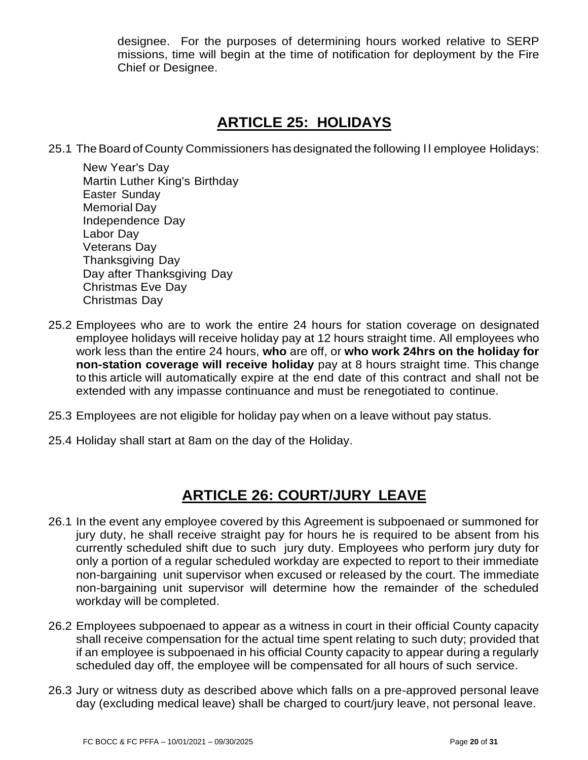designee. For the purposes of determining hours worked relative to SERP missions, time will begin at the time of notification for deployment by the Fire Chief or Designee.

## ARTICLE 25: HOLIDAYS

25.1 The Board of County Commissioners has designated the following I I employee Holidays:

New Year's Day
Martin Luther King's Birthday
Easter Sunday
Memorial Day
Independence Day
Labor Day
Veterans Day
Thanksgiving Day
Day after Thanksgiving Day
Christmas Eve Day
Christmas Day

25.2 Employees who are to work the entire 24 hours for station coverage on designated employee holidays will receive holiday pay at 12 hours straight time. All employees who work less than the entire 24 hours, **who** are off, or **who work 24hrs on the holiday for non-station coverage will receive holiday** pay at 8 hours straight time. This change to this article will automatically expire at the end date of this contract and shall not be extended with any impasse continuance and must be renegotiated to continue.

25.3 Employees are not eligible for holiday pay when on a leave without pay status.

25.4 Holiday shall start at 8am on the day of the Holiday.

## ARTICLE 26: COURT/JURY LEAVE

26.1 In the event any employee covered by this Agreement is subpoenaed or summoned for jury duty, he shall receive straight pay for hours he is required to be absent from his currently scheduled shift due to such jury duty. Employees who perform jury duty for only a portion of a regular scheduled workday are expected to report to their immediate non-bargaining unit supervisor when excused or released by the court. The immediate non-bargaining unit supervisor will determine how the remainder of the scheduled workday will be completed.

26.2 Employees subpoenaed to appear as a witness in court in their official County capacity shall receive compensation for the actual time spent relating to such duty; provided that if an employee is subpoenaed in his official County capacity to appear during a regularly scheduled day off, the employee will be compensated for all hours of such service.

26.3 Jury or witness duty as described above which falls on a pre-approved personal leave day (excluding medical leave) shall be charged to court/jury leave, not personal leave.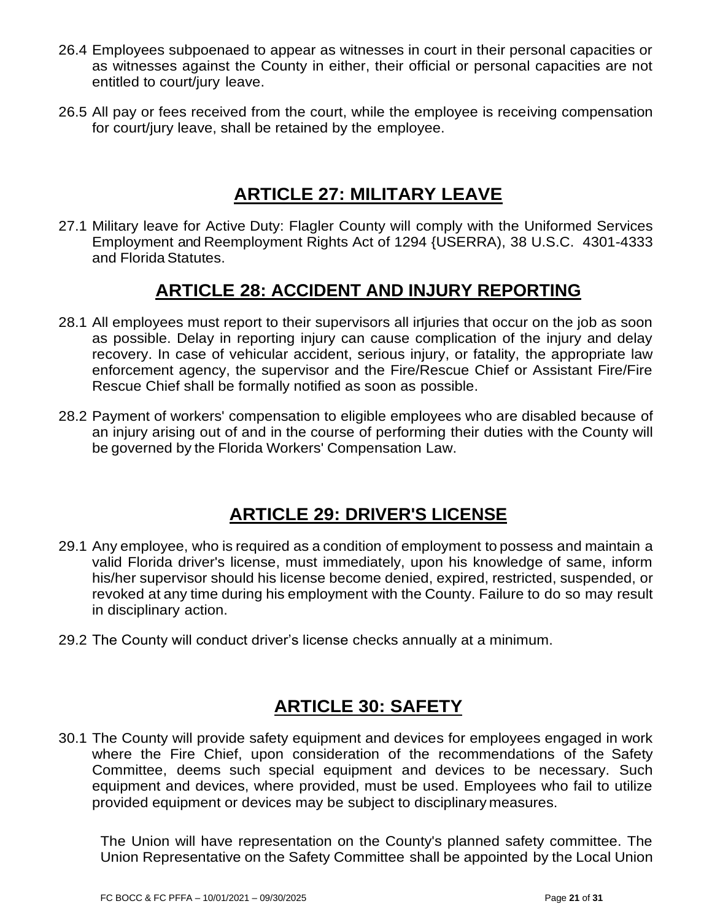26.4 Employees subpoenaed to appear as witnesses in court in their personal capacities or as witnesses against the County in either, their official or personal capacities are not entitled to court/jury leave.

26.5 All pay or fees received from the court, while the employee is receiving compensation for court/jury leave, shall be retained by the employee.

## ARTICLE 27: MILITARY LEAVE

27.1 Military leave for Active Duty: Flagler County will comply with the Uniformed Services Employment and Reemployment Rights Act of 1294 {USERRA), 38 U.S.C. 4301-4333 and Florida Statutes.

## ARTICLE 28: ACCIDENT AND INJURY REPORTING

28.1 All employees must report to their supervisors all injuries that occur on the job as soon as possible. Delay in reporting injury can cause complication of the injury and delay recovery. In case of vehicular accident, serious injury, or fatality, the appropriate law enforcement agency, the supervisor and the Fire/Rescue Chief or Assistant Fire/Fire Rescue Chief shall be formally notified as soon as possible.

28.2 Payment of workers' compensation to eligible employees who are disabled because of an injury arising out of and in the course of performing their duties with the County will be governed by the Florida Workers' Compensation Law.

## ARTICLE 29: DRIVER'S LICENSE

29.1 Any employee, who is required as a condition of employment to possess and maintain a valid Florida driver's license, must immediately, upon his knowledge of same, inform his/her supervisor should his license become denied, expired, restricted, suspended, or revoked at any time during his employment with the County. Failure to do so may result in disciplinary action.

29.2 The County will conduct driver's license checks annually at a minimum.

## ARTICLE 30: SAFETY

30.1 The County will provide safety equipment and devices for employees engaged in work where the Fire Chief, upon consideration of the recommendations of the Safety Committee, deems such special equipment and devices to be necessary. Such equipment and devices, where provided, must be used. Employees who fail to utilize provided equipment or devices may be subject to disciplinary measures.

The Union will have representation on the County's planned safety committee. The Union Representative on the Safety Committee shall be appointed by the Local Union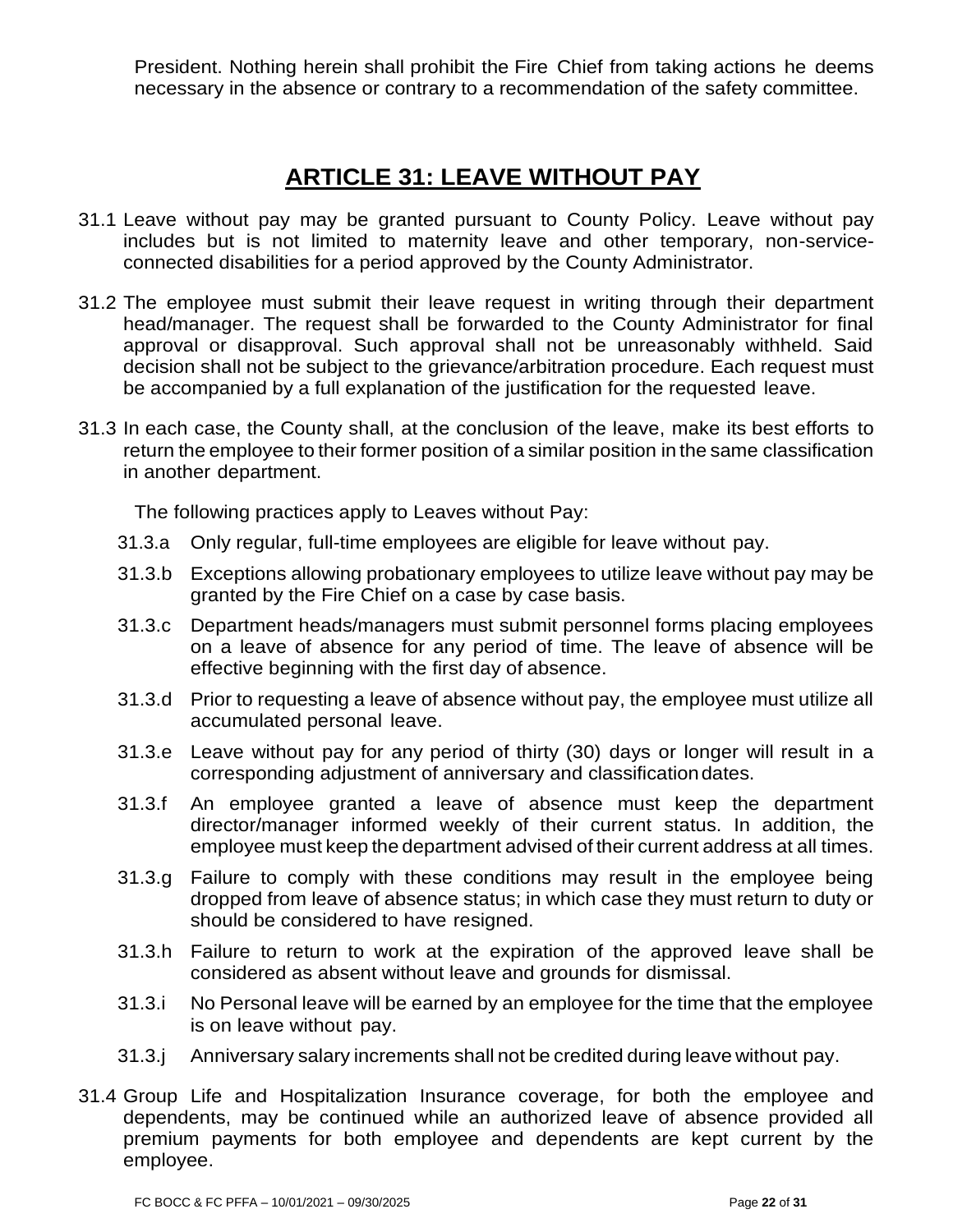President. Nothing herein shall prohibit the Fire Chief from taking actions he deems necessary in the absence or contrary to a recommendation of the safety committee.

## ARTICLE 31: LEAVE WITHOUT PAY

31.1 Leave without pay may be granted pursuant to County Policy. Leave without pay includes but is not limited to maternity leave and other temporary, non-service-connected disabilities for a period approved by the County Administrator.

31.2 The employee must submit their leave request in writing through their department head/manager. The request shall be forwarded to the County Administrator for final approval or disapproval. Such approval shall not be unreasonably withheld. Said decision shall not be subject to the grievance/arbitration procedure. Each request must be accompanied by a full explanation of the justification for the requested leave.

31.3 In each case, the County shall, at the conclusion of the leave, make its best efforts to return the employee to their former position of a similar position in the same classification in another department.

The following practices apply to Leaves without Pay:

31.3.a Only regular, full-time employees are eligible for leave without pay.

31.3.b Exceptions allowing probationary employees to utilize leave without pay may be granted by the Fire Chief on a case by case basis.

31.3.c Department heads/managers must submit personnel forms placing employees on a leave of absence for any period of time. The leave of absence will be effective beginning with the first day of absence.

31.3.d Prior to requesting a leave of absence without pay, the employee must utilize all accumulated personal leave.

31.3.e Leave without pay for any period of thirty (30) days or longer will result in a corresponding adjustment of anniversary and classification dates.

31.3.f An employee granted a leave of absence must keep the department director/manager informed weekly of their current status. In addition, the employee must keep the department advised of their current address at all times.

31.3.g Failure to comply with these conditions may result in the employee being dropped from leave of absence status; in which case they must return to duty or should be considered to have resigned.

31.3.h Failure to return to work at the expiration of the approved leave shall be considered as absent without leave and grounds for dismissal.

31.3.i No Personal leave will be earned by an employee for the time that the employee is on leave without pay.

31.3.j Anniversary salary increments shall not be credited during leave without pay.

31.4 Group Life and Hospitalization Insurance coverage, for both the employee and dependents, may be continued while an authorized leave of absence provided all premium payments for both employee and dependents are kept current by the employee.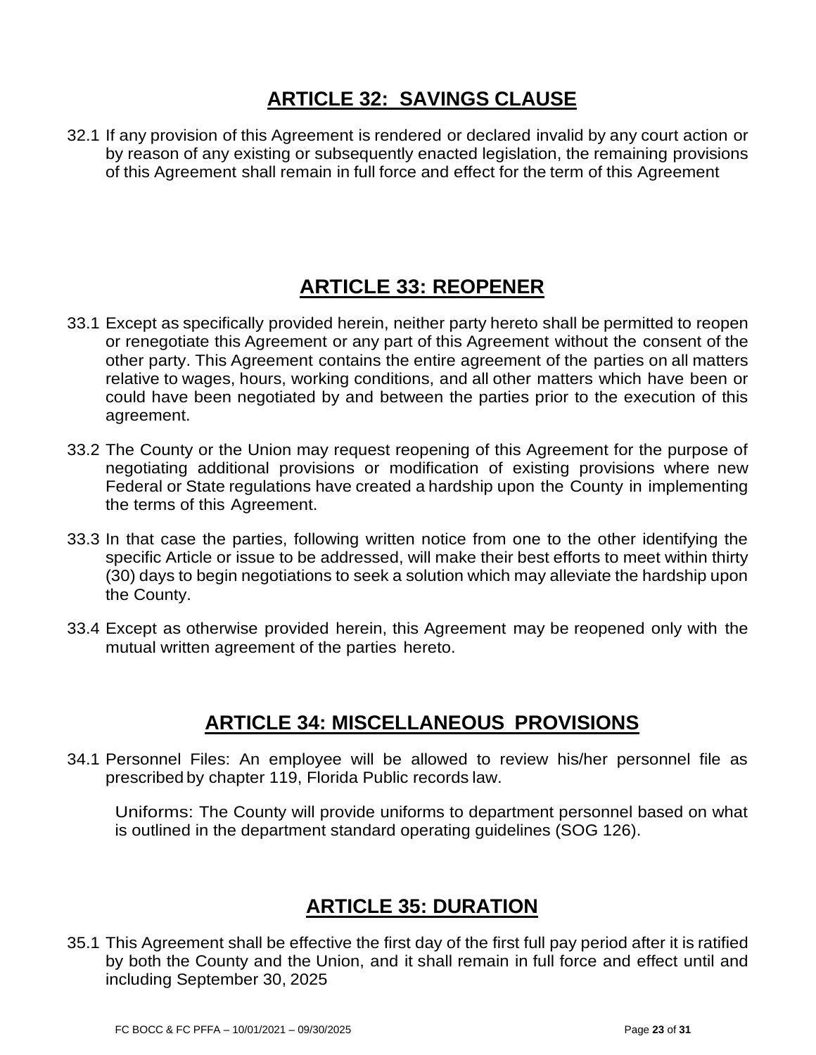## ARTICLE 32: SAVINGS CLAUSE

32.1 If any provision of this Agreement is rendered or declared invalid by any court action or by reason of any existing or subsequently enacted legislation, the remaining provisions of this Agreement shall remain in full force and effect for the term of this Agreement

## ARTICLE 33: REOPENER

33.1 Except as specifically provided herein, neither party hereto shall be permitted to reopen or renegotiate this Agreement or any part of this Agreement without the consent of the other party. This Agreement contains the entire agreement of the parties on all matters relative to wages, hours, working conditions, and all other matters which have been or could have been negotiated by and between the parties prior to the execution of this agreement.

33.2 The County or the Union may request reopening of this Agreement for the purpose of negotiating additional provisions or modification of existing provisions where new Federal or State regulations have created a hardship upon the County in implementing the terms of this Agreement.

33.3 In that case the parties, following written notice from one to the other identifying the specific Article or issue to be addressed, will make their best efforts to meet within thirty (30) days to begin negotiations to seek a solution which may alleviate the hardship upon the County.

33.4 Except as otherwise provided herein, this Agreement may be reopened only with the mutual written agreement of the parties hereto.

## ARTICLE 34: MISCELLANEOUS PROVISIONS

34.1 Personnel Files: An employee will be allowed to review his/her personnel file as prescribed by chapter 119, Florida Public records law.

Uniforms: The County will provide uniforms to department personnel based on what is outlined in the department standard operating guidelines (SOG 126).

## ARTICLE 35: DURATION

35.1 This Agreement shall be effective the first day of the first full pay period after it is ratified by both the County and the Union, and it shall remain in full force and effect until and including September 30, 2025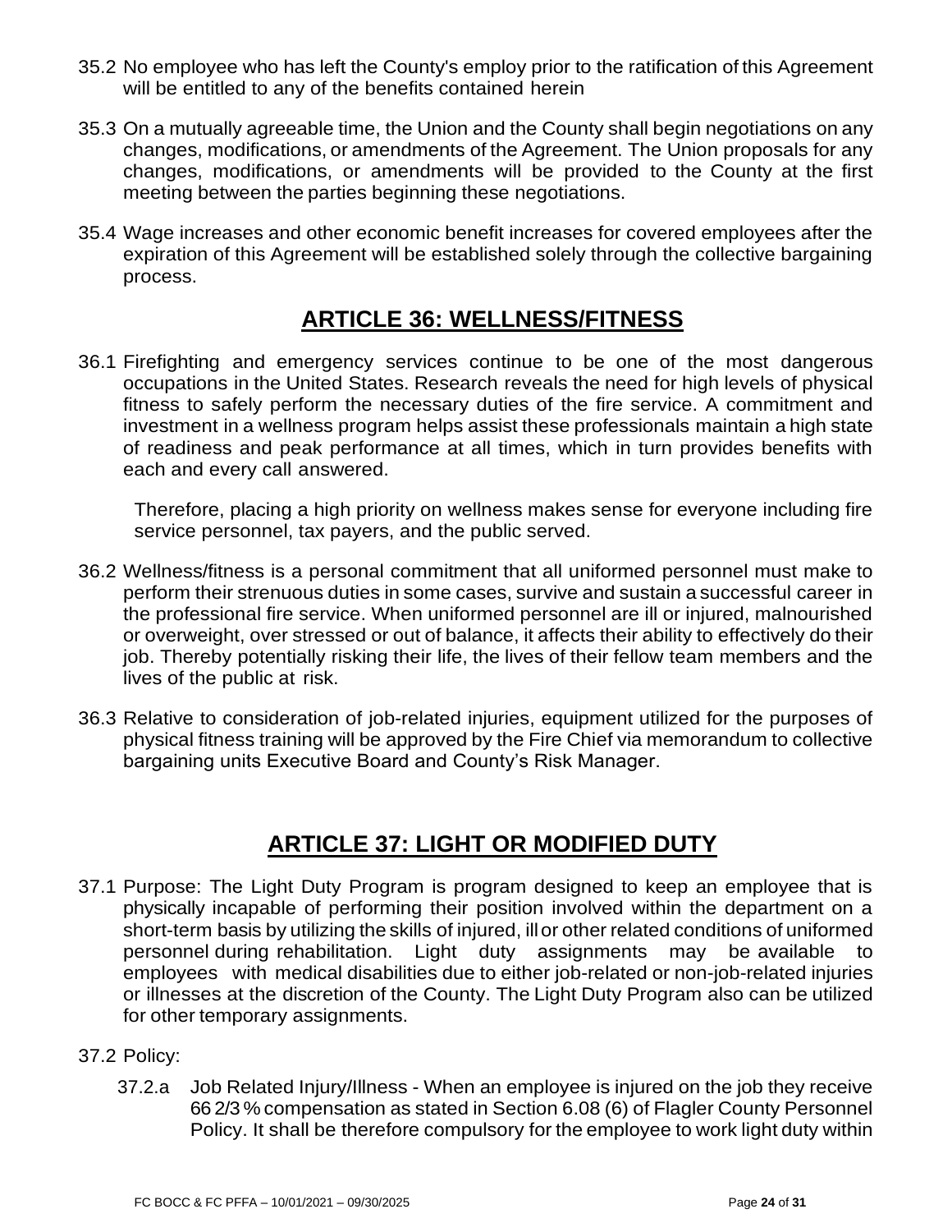35.2 No employee who has left the County's employ prior to the ratification of this Agreement will be entitled to any of the benefits contained herein

35.3 On a mutually agreeable time, the Union and the County shall begin negotiations on any changes, modifications, or amendments of the Agreement. The Union proposals for any changes, modifications, or amendments will be provided to the County at the first meeting between the parties beginning these negotiations.

35.4 Wage increases and other economic benefit increases for covered employees after the expiration of this Agreement will be established solely through the collective bargaining process.

## ARTICLE 36: WELLNESS/FITNESS

36.1 Firefighting and emergency services continue to be one of the most dangerous occupations in the United States. Research reveals the need for high levels of physical fitness to safely perform the necessary duties of the fire service. A commitment and investment in a wellness program helps assist these professionals maintain a high state of readiness and peak performance at all times, which in turn provides benefits with each and every call answered.

Therefore, placing a high priority on wellness makes sense for everyone including fire service personnel, tax payers, and the public served.

36.2 Wellness/fitness is a personal commitment that all uniformed personnel must make to perform their strenuous duties in some cases, survive and sustain a successful career in the professional fire service. When uniformed personnel are ill or injured, malnourished or overweight, over stressed or out of balance, it affects their ability to effectively do their job. Thereby potentially risking their life, the lives of their fellow team members and the lives of the public at risk.

36.3 Relative to consideration of job-related injuries, equipment utilized for the purposes of physical fitness training will be approved by the Fire Chief via memorandum to collective bargaining units Executive Board and County's Risk Manager.

## ARTICLE 37: LIGHT OR MODIFIED DUTY

37.1 Purpose: The Light Duty Program is program designed to keep an employee that is physically incapable of performing their position involved within the department on a short-term basis by utilizing the skills of injured, ill or other related conditions of uniformed personnel during rehabilitation. Light duty assignments may be available to employees with medical disabilities due to either job-related or non-job-related injuries or illnesses at the discretion of the County. The Light Duty Program also can be utilized for other temporary assignments.

37.2 Policy:

37.2.a Job Related Injury/Illness - When an employee is injured on the job they receive 66 2/3 % compensation as stated in Section 6.08 (6) of Flagler County Personnel Policy. It shall be therefore compulsory for the employee to work light duty within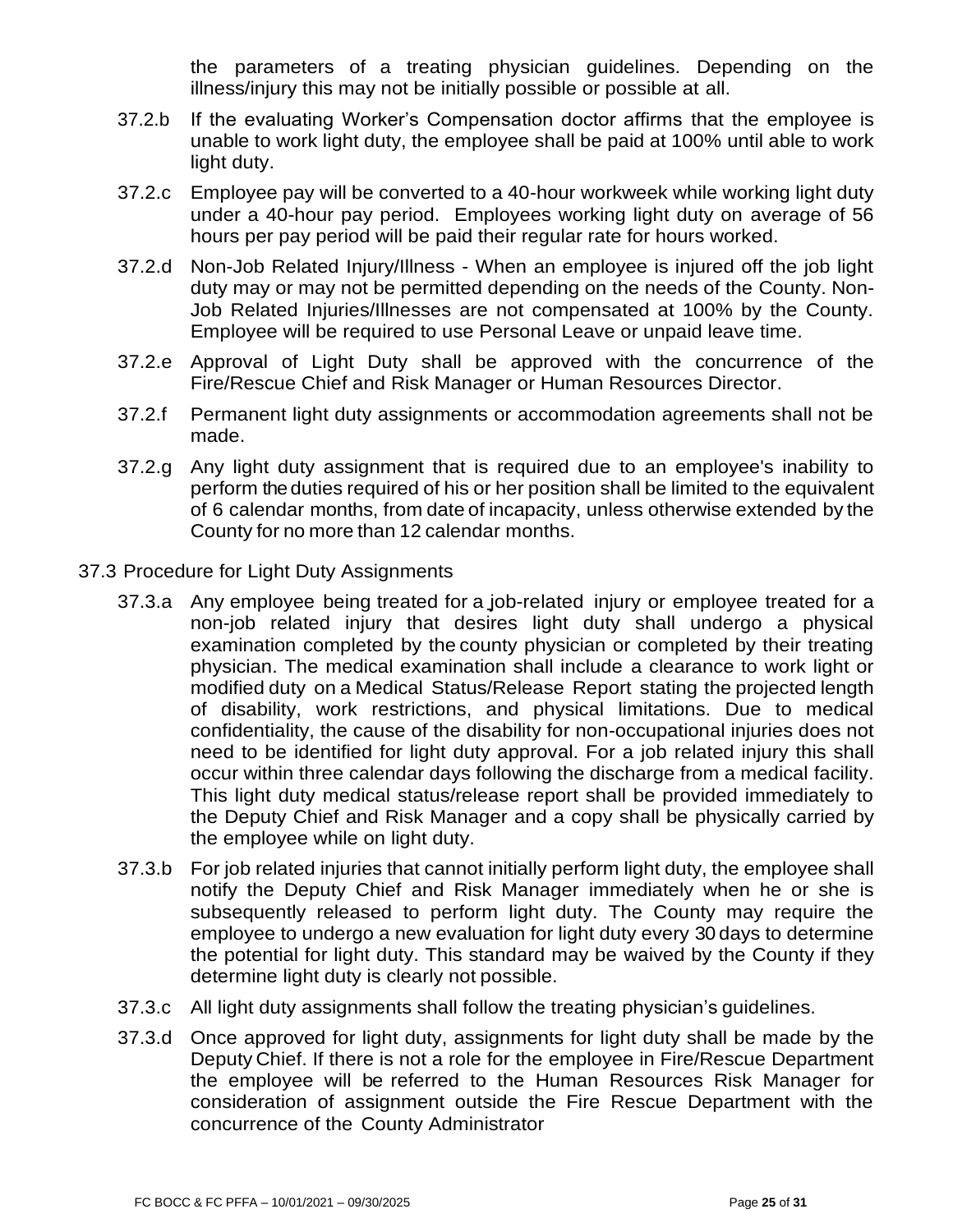the parameters of a treating physician guidelines. Depending on the illness/injury this may not be initially possible or possible at all.

37.2.b If the evaluating Worker's Compensation doctor affirms that the employee is unable to work light duty, the employee shall be paid at 100% until able to work light duty.

37.2.c Employee pay will be converted to a 40-hour workweek while working light duty under a 40-hour pay period. Employees working light duty on average of 56 hours per pay period will be paid their regular rate for hours worked.

37.2.d Non-Job Related Injury/Illness - When an employee is injured off the job light duty may or may not be permitted depending on the needs of the County. Non-Job Related Injuries/Illnesses are not compensated at 100% by the County. Employee will be required to use Personal Leave or unpaid leave time.

37.2.e Approval of Light Duty shall be approved with the concurrence of the Fire/Rescue Chief and Risk Manager or Human Resources Director.

37.2.f Permanent light duty assignments or accommodation agreements shall not be made.

37.2.g Any light duty assignment that is required due to an employee's inability to perform the duties required of his or her position shall be limited to the equivalent of 6 calendar months, from date of incapacity, unless otherwise extended by the County for no more than 12 calendar months.

37.3 Procedure for Light Duty Assignments

37.3.a Any employee being treated for a job-related injury or employee treated for a non-job related injury that desires light duty shall undergo a physical examination completed by the county physician or completed by their treating physician. The medical examination shall include a clearance to work light or modified duty on a Medical Status/Release Report stating the projected length of disability, work restrictions, and physical limitations. Due to medical confidentiality, the cause of the disability for non-occupational injuries does not need to be identified for light duty approval. For a job related injury this shall occur within three calendar days following the discharge from a medical facility. This light duty medical status/release report shall be provided immediately to the Deputy Chief and Risk Manager and a copy shall be physically carried by the employee while on light duty.

37.3.b For job related injuries that cannot initially perform light duty, the employee shall notify the Deputy Chief and Risk Manager immediately when he or she is subsequently released to perform light duty. The County may require the employee to undergo a new evaluation for light duty every 30 days to determine the potential for light duty. This standard may be waived by the County if they determine light duty is clearly not possible.

37.3.c All light duty assignments shall follow the treating physician's guidelines.

37.3.d Once approved for light duty, assignments for light duty shall be made by the Deputy Chief. If there is not a role for the employee in Fire/Rescue Department the employee will be referred to the Human Resources Risk Manager for consideration of assignment outside the Fire Rescue Department with the concurrence of the County Administrator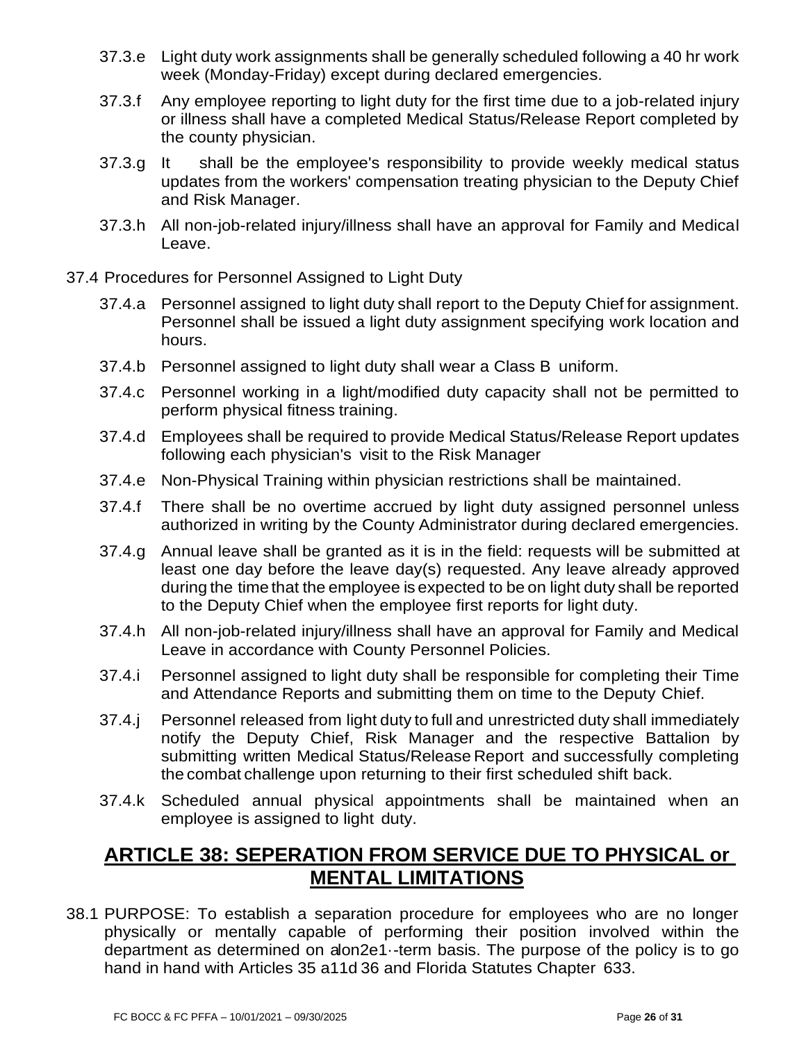37.3.e Light duty work assignments shall be generally scheduled following a 40 hr work week (Monday-Friday) except during declared emergencies.

37.3.f Any employee reporting to light duty for the first time due to a job-related injury or illness shall have a completed Medical Status/Release Report completed by the county physician.

37.3.g It shall be the employee's responsibility to provide weekly medical status updates from the workers' compensation treating physician to the Deputy Chief and Risk Manager.

37.3.h All non-job-related injury/illness shall have an approval for Family and Medical Leave.

37.4 Procedures for Personnel Assigned to Light Duty

37.4.a Personnel assigned to light duty shall report to the Deputy Chief for assignment. Personnel shall be issued a light duty assignment specifying work location and hours.

37.4.b Personnel assigned to light duty shall wear a Class B uniform.

37.4.c Personnel working in a light/modified duty capacity shall not be permitted to perform physical fitness training.

37.4.d Employees shall be required to provide Medical Status/Release Report updates following each physician's visit to the Risk Manager

37.4.e Non-Physical Training within physician restrictions shall be maintained.

37.4.f There shall be no overtime accrued by light duty assigned personnel unless authorized in writing by the County Administrator during declared emergencies.

37.4.g Annual leave shall be granted as it is in the field: requests will be submitted at least one day before the leave day(s) requested. Any leave already approved during the time that the employee is expected to be on light duty shall be reported to the Deputy Chief when the employee first reports for light duty.

37.4.h All non-job-related injury/illness shall have an approval for Family and Medical Leave in accordance with County Personnel Policies.

37.4.i Personnel assigned to light duty shall be responsible for completing their Time and Attendance Reports and submitting them on time to the Deputy Chief.

37.4.j Personnel released from light duty to full and unrestricted duty shall immediately notify the Deputy Chief, Risk Manager and the respective Battalion by submitting written Medical Status/Release Report and successfully completing the combat challenge upon returning to their first scheduled shift back.

37.4.k Scheduled annual physical appointments shall be maintained when an employee is assigned to light duty.

## ARTICLE 38: SEPERATION FROM SERVICE DUE TO PHYSICAL or MENTAL LIMITATIONS

38.1 PURPOSE: To establish a separation procedure for employees who are no longer physically or mentally capable of performing their position involved within the department as determined on alon2e1·-term basis. The purpose of the policy is to go hand in hand with Articles 35 a11d 36 and Florida Statutes Chapter 633.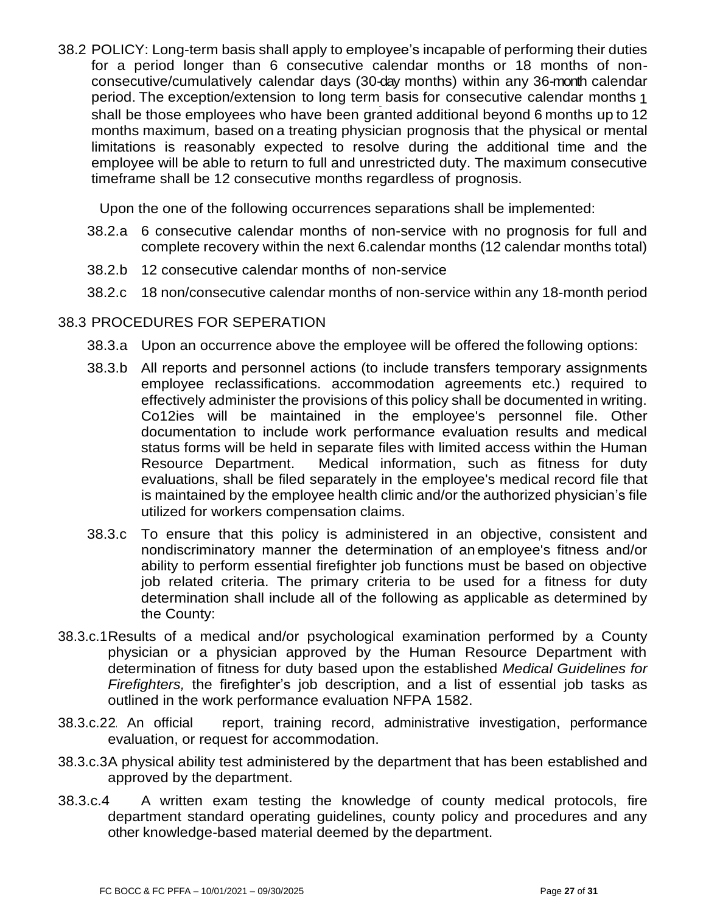38.2 POLICY: Long-term basis shall apply to employee's incapable of performing their duties for a period longer than 6 consecutive calendar months or 18 months of non-consecutive/cumulatively calendar days (30-day months) within any 36-month calendar period. The exception/extension to long term basis for consecutive calendar months 1 shall be those employees who have been granted additional beyond 6 months up to 12 months maximum, based on a treating physician prognosis that the physical or mental limitations is reasonably expected to resolve during the additional time and the employee will be able to return to full and unrestricted duty. The maximum consecutive timeframe shall be 12 consecutive months regardless of prognosis.

Upon the one of the following occurrences separations shall be implemented:

38.2.a 6 consecutive calendar months of non-service with no prognosis for full and complete recovery within the next 6.calendar months (12 calendar months total)

38.2.b 12 consecutive calendar months of non-service

38.2.c 18 non/consecutive calendar months of non-service within any 18-month period

38.3 PROCEDURES FOR SEPERATION

38.3.a Upon an occurrence above the employee will be offered the following options:

38.3.b All reports and personnel actions (to include transfers temporary assignments employee reclassifications. accommodation agreements etc.) required to effectively administer the provisions of this policy shall be documented in writing. Co12ies will be maintained in the employee's personnel file. Other documentation to include work performance evaluation results and medical status forms will be held in separate files with limited access within the Human Resource Department. Medical information, such as fitness for duty evaluations, shall be filed separately in the employee's medical record file that is maintained by the employee health clinic and/or the authorized physician's file utilized for workers compensation claims.

38.3.c To ensure that this policy is administered in an objective, consistent and nondiscriminatory manner the determination of an employee's fitness and/or ability to perform essential firefighter job functions must be based on objective job related criteria. The primary criteria to be used for a fitness for duty determination shall include all of the following as applicable as determined by the County:

38.3.c.1 Results of a medical and/or psychological examination performed by a County physician or a physician approved by the Human Resource Department with determination of fitness for duty based upon the established *Medical Guidelines for Firefighters,* the firefighter's job description, and a list of essential job tasks as outlined in the work performance evaluation NFPA 1582.

38.3.c.22. An official report, training record, administrative investigation, performance evaluation, or request for accommodation.

38.3.c.3 A physical ability test administered by the department that has been established and approved by the department.

38.3.c.4 A written exam testing the knowledge of county medical protocols, fire department standard operating guidelines, county policy and procedures and any other knowledge-based material deemed by the department.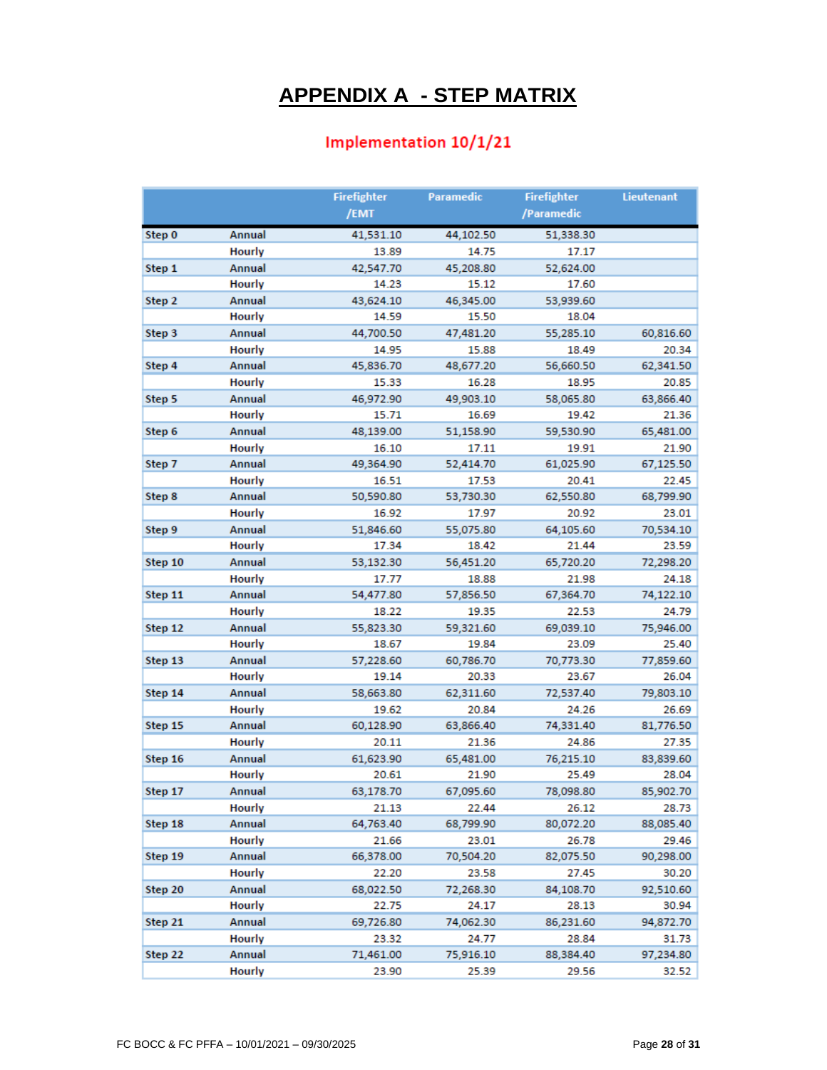# APPENDIX A - STEP MATRIX

## Implementation 10/1/21

| | | Firefighter /EMT | Paramedic | Firefighter /Paramedic | Lieutenant |
|---|---|---|---|---|---|
| Step 0 | Annual | 41,531.10 | 44,102.50 | 51,338.30 | |
| | Hourly | 13.89 | 14.75 | 17.17 | |
| Step 1 | Annual | 42,547.70 | 45,208.80 | 52,624.00 | |
| | Hourly | 14.23 | 15.12 | 17.60 | |
| Step 2 | Annual | 43,624.10 | 46,345.00 | 53,939.60 | |
| | Hourly | 14.59 | 15.50 | 18.04 | |
| Step 3 | Annual | 44,700.50 | 47,481.20 | 55,285.10 | 60,816.60 |
| | Hourly | 14.95 | 15.88 | 18.49 | 20.34 |
| Step 4 | Annual | 45,836.70 | 48,677.20 | 56,660.50 | 62,341.50 |
| | Hourly | 15.33 | 16.28 | 18.95 | 20.85 |
| Step 5 | Annual | 46,972.90 | 49,903.10 | 58,065.80 | 63,866.40 |
| | Hourly | 15.71 | 16.69 | 19.42 | 21.36 |
| Step 6 | Annual | 48,139.00 | 51,158.90 | 59,530.90 | 65,481.00 |
| | Hourly | 16.10 | 17.11 | 19.91 | 21.90 |
| Step 7 | Annual | 49,364.90 | 52,414.70 | 61,025.90 | 67,125.50 |
| | Hourly | 16.51 | 17.53 | 20.41 | 22.45 |
| Step 8 | Annual | 50,590.80 | 53,730.30 | 62,550.80 | 68,799.90 |
| | Hourly | 16.92 | 17.97 | 20.92 | 23.01 |
| Step 9 | Annual | 51,846.60 | 55,075.80 | 64,105.60 | 70,534.10 |
| | Hourly | 17.34 | 18.42 | 21.44 | 23.59 |
| Step 10 | Annual | 53,132.30 | 56,451.20 | 65,720.20 | 72,298.20 |
| | Hourly | 17.77 | 18.88 | 21.98 | 24.18 |
| Step 11 | Annual | 54,477.80 | 57,856.50 | 67,364.70 | 74,122.10 |
| | Hourly | 18.22 | 19.35 | 22.53 | 24.79 |
| Step 12 | Annual | 55,823.30 | 59,321.60 | 69,039.10 | 75,946.00 |
| | Hourly | 18.67 | 19.84 | 23.09 | 25.40 |
| Step 13 | Annual | 57,228.60 | 60,786.70 | 70,773.30 | 77,859.60 |
| | Hourly | 19.14 | 20.33 | 23.67 | 26.04 |
| Step 14 | Annual | 58,663.80 | 62,311.60 | 72,537.40 | 79,803.10 |
| | Hourly | 19.62 | 20.84 | 24.26 | 26.69 |
| Step 15 | Annual | 60,128.90 | 63,866.40 | 74,331.40 | 81,776.50 |
| | Hourly | 20.11 | 21.36 | 24.86 | 27.35 |
| Step 16 | Annual | 61,623.90 | 65,481.00 | 76,215.10 | 83,839.60 |
| | Hourly | 20.61 | 21.90 | 25.49 | 28.04 |
| Step 17 | Annual | 63,178.70 | 67,095.60 | 78,098.80 | 85,902.70 |
| | Hourly | 21.13 | 22.44 | 26.12 | 28.73 |
| Step 18 | Annual | 64,763.40 | 68,799.90 | 80,072.20 | 88,085.40 |
| | Hourly | 21.66 | 23.01 | 26.78 | 29.46 |
| Step 19 | Annual | 66,378.00 | 70,504.20 | 82,075.50 | 90,298.00 |
| | Hourly | 22.20 | 23.58 | 27.45 | 30.20 |
| Step 20 | Annual | 68,022.50 | 72,268.30 | 84,108.70 | 92,510.60 |
| | Hourly | 22.75 | 24.17 | 28.13 | 30.94 |
| Step 21 | Annual | 69,726.80 | 74,062.30 | 86,231.60 | 94,872.70 |
| | Hourly | 23.32 | 24.77 | 28.84 | 31.73 |
| Step 22 | Annual | 71,461.00 | 75,916.10 | 88,384.40 | 97,234.80 |
| | Hourly | 23.90 | 25.39 | 29.56 | 32.52 |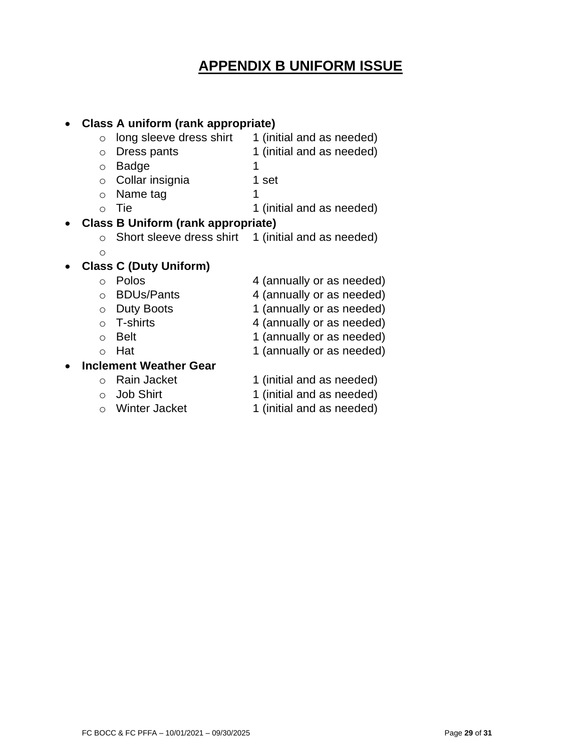# APPENDIX B UNIFORM ISSUE

- **Class A uniform (rank appropriate)**
  - long sleeve dress shirt 1 (initial and as needed)
  - Dress pants 1 (initial and as needed)
  - Badge 1
  - Collar insignia 1 set
  - Name tag 1
  - Tie 1 (initial and as needed)
- **Class B Uniform (rank appropriate)**
  - Short sleeve dress shirt 1 (initial and as needed)
  - 
- **Class C (Duty Uniform)**
  - Polos 4 (annually or as needed)
  - BDUs/Pants 4 (annually or as needed)
  - Duty Boots 1 (annually or as needed)
  - T-shirts 4 (annually or as needed)
  - Belt 1 (annually or as needed)
  - Hat 1 (annually or as needed)
- **Inclement Weather Gear**
  - Rain Jacket 1 (initial and as needed)
  - Job Shirt 1 (initial and as needed)
  - Winter Jacket 1 (initial and as needed)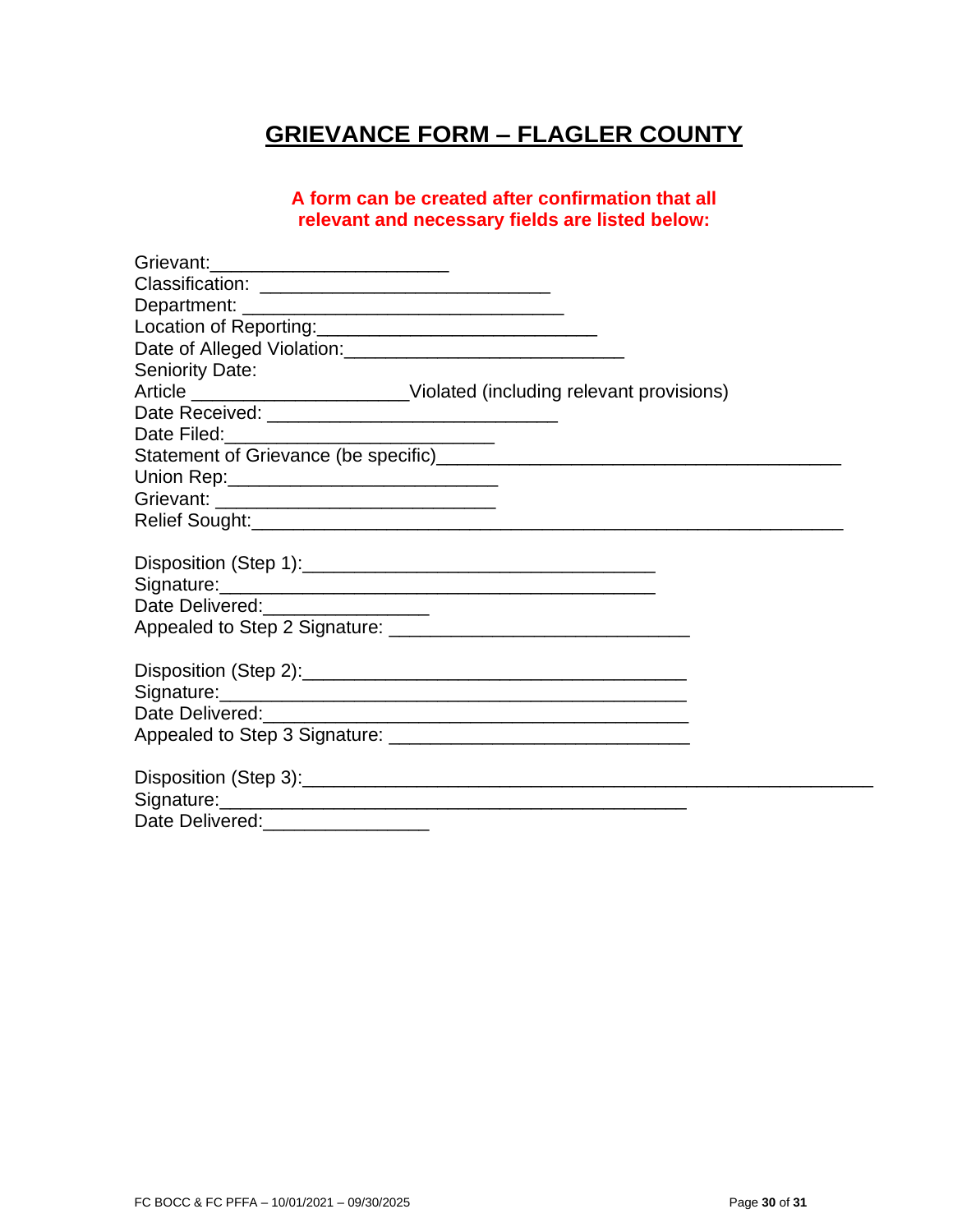# GRIEVANCE FORM – FLAGLER COUNTY

**A form can be created after confirmation that all relevant and necessary fields are listed below:**

Grievant:______________________
Classification: ___________________________
Department: ______________________________
Location of Reporting:__________________________
Date of Alleged Violation:__________________________
Seniority Date:
Article ____________________Violated (including relevant provisions)
Date Received: ___________________________
Date Filed:_________________________
Statement of Grievance (be specific)______________________________________
Union Rep:_________________________
Grievant: __________________________
Relief Sought:_______________________________________________________

Disposition (Step 1):________________________________
Signature:________________________________________
Date Delivered:_______________
Appealed to Step 2 Signature: ____________________________

Disposition (Step 2):___________________________________
Signature:___________________________________________
Date Delivered:_______________________________________
Appealed to Step 3 Signature: ____________________________

Disposition (Step 3):_____________________________________________________
Signature:___________________________________________
Date Delivered:_______________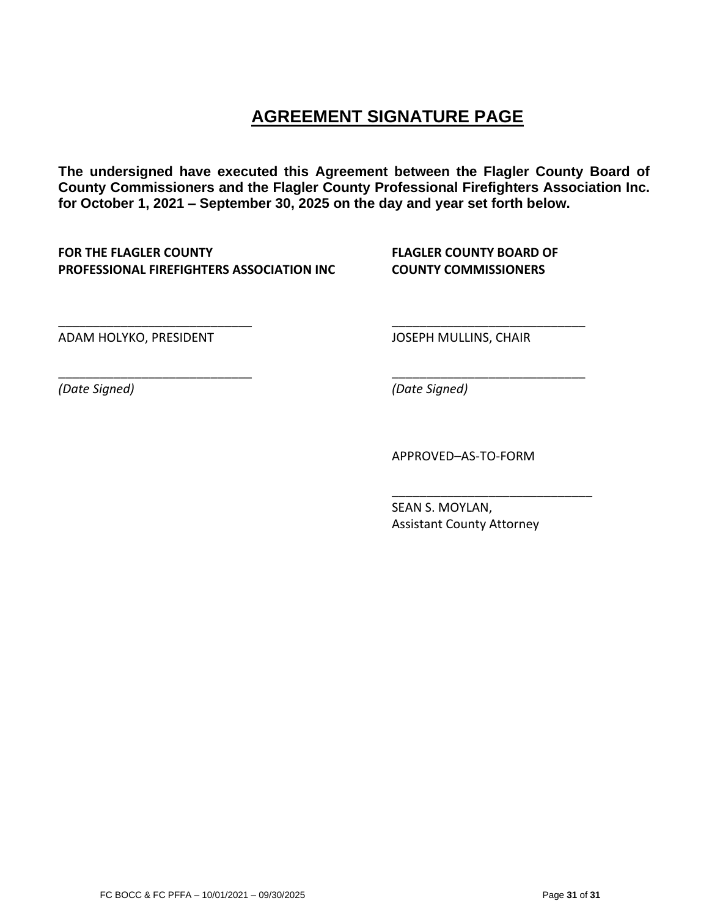# AGREEMENT SIGNATURE PAGE

**The undersigned have executed this Agreement between the Flagler County Board of County Commissioners and the Flagler County Professional Firefighters Association Inc. for October 1, 2021 – September 30, 2025 on the day and year set forth below.**

**FOR THE FLAGLER COUNTY PROFESSIONAL FIREFIGHTERS ASSOCIATION INC**

_____________________________
ADAM HOLYKO, PRESIDENT

_____________________________
*(Date Signed)*

**FLAGLER COUNTY BOARD OF COUNTY COMMISSIONERS**

_____________________________
JOSEPH MULLINS, CHAIR

_____________________________
*(Date Signed)*

APPROVED–AS-TO-FORM

_____________________________
SEAN S. MOYLAN,
Assistant County Attorney